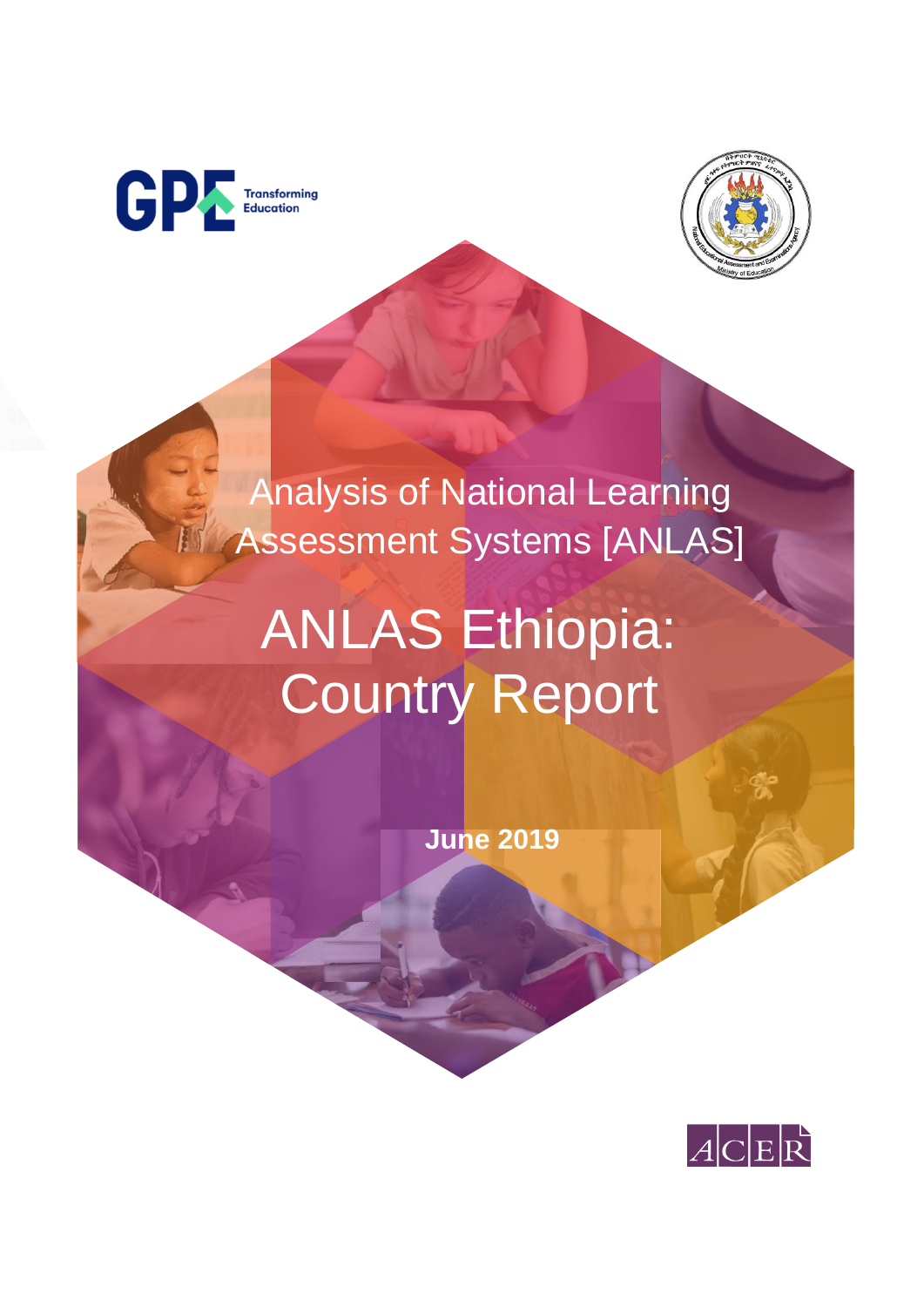# Analysis of National Learning Assessment Systems [ANLAS]

# ANLAS Ethiopia: Country Report

**June 2019**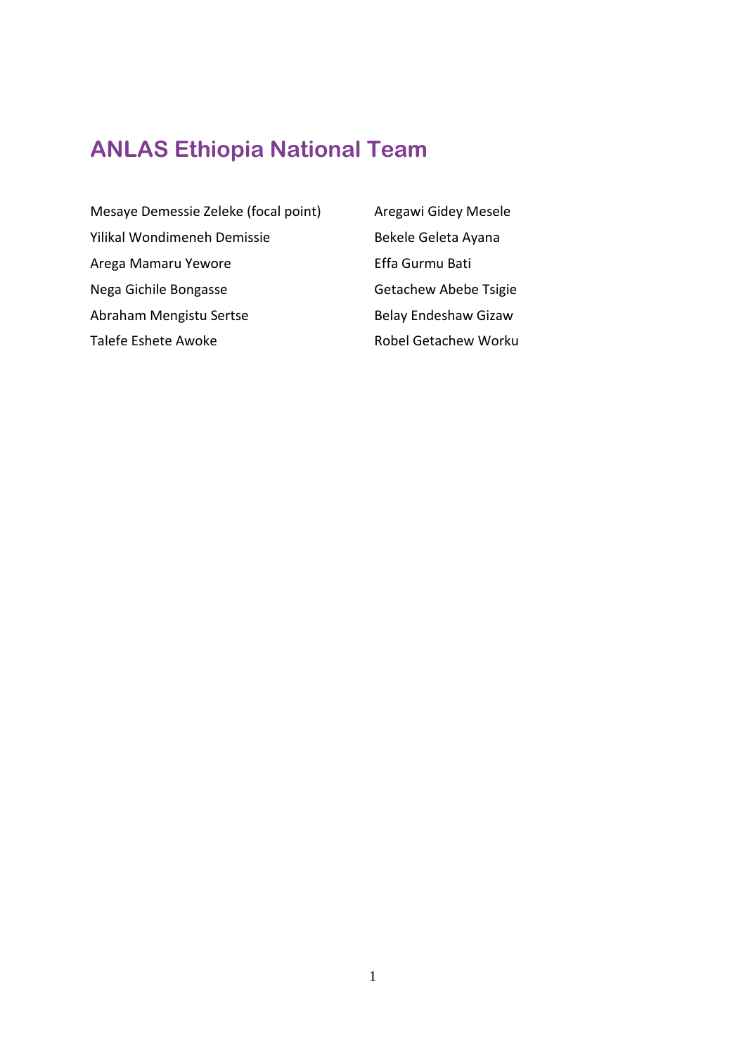## ANLAS Ethiopia National Team

Mesaye Demessie Zeleke (focal point)

Yilikal Wondimeneh Demissie

Arega Mamaru Yewore

Nega Gichile Bongasse

Abraham Mengistu Sertse

Talefe Eshete Awoke

Aregawi Gidey Mesele

Bekele Geleta Ayana

Effa Gurmu Bati

Getachew Abebe Tsigie

Belay Endeshaw Gizaw

Robel Getachew Worku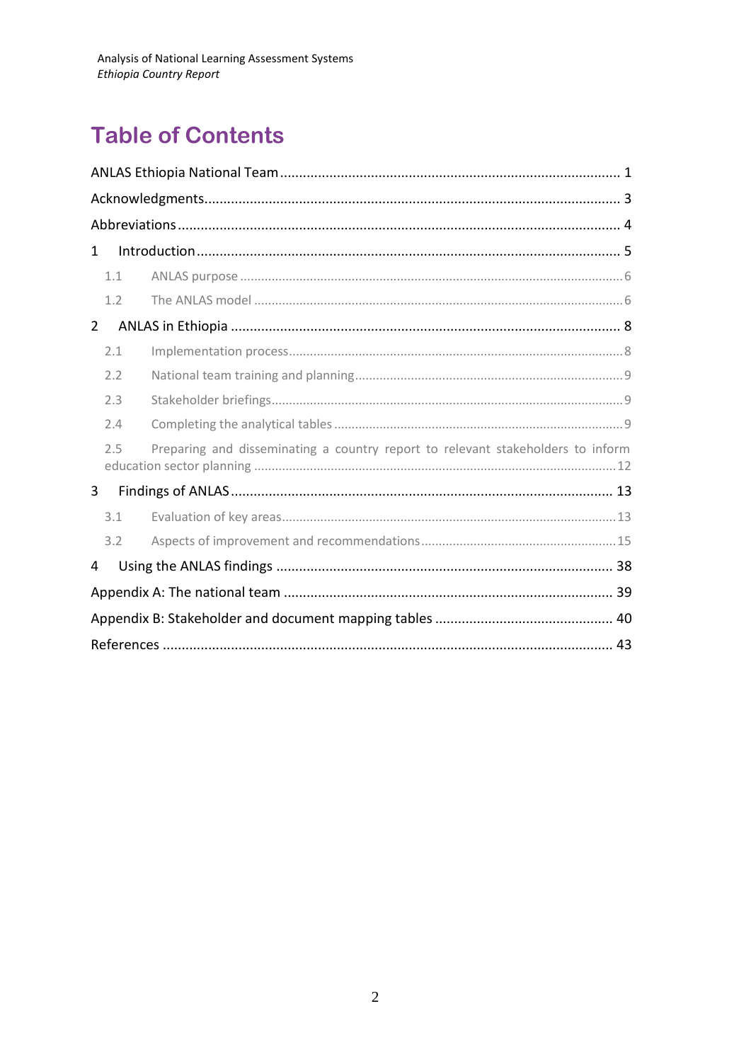# Table of Contents

ANLAS Ethiopia National Team ........................................................................................ 1

Acknowledgments........................................................................................................... 3

Abbreviations ................................................................................................................... 4

1 Introduction ............................................................................................................. 5

1.1 ANLAS purpose ........................................................................................................... 6

1.2 The ANLAS model ........................................................................................................ 6

2 ANLAS in Ethiopia .................................................................................................... 8

2.1 Implementation process.............................................................................................. 8

2.2 National team training and planning ........................................................................... 9

2.3 Stakeholder briefings................................................................................................... 9

2.4 Completing the analytical tables ................................................................................. 9

2.5 Preparing and disseminating a country report to relevant stakeholders to inform education sector planning ...................................................................................................... 12

3 Findings of ANLAS ................................................................................................... 13

3.1 Evaluation of key areas.............................................................................................. 13

3.2 Aspects of improvement and recommendations....................................................... 15

4 Using the ANLAS findings ....................................................................................... 38

Appendix A: The national team ...................................................................................... 39

Appendix B: Stakeholder and document mapping tables .............................................. 40

References ..................................................................................................................... 43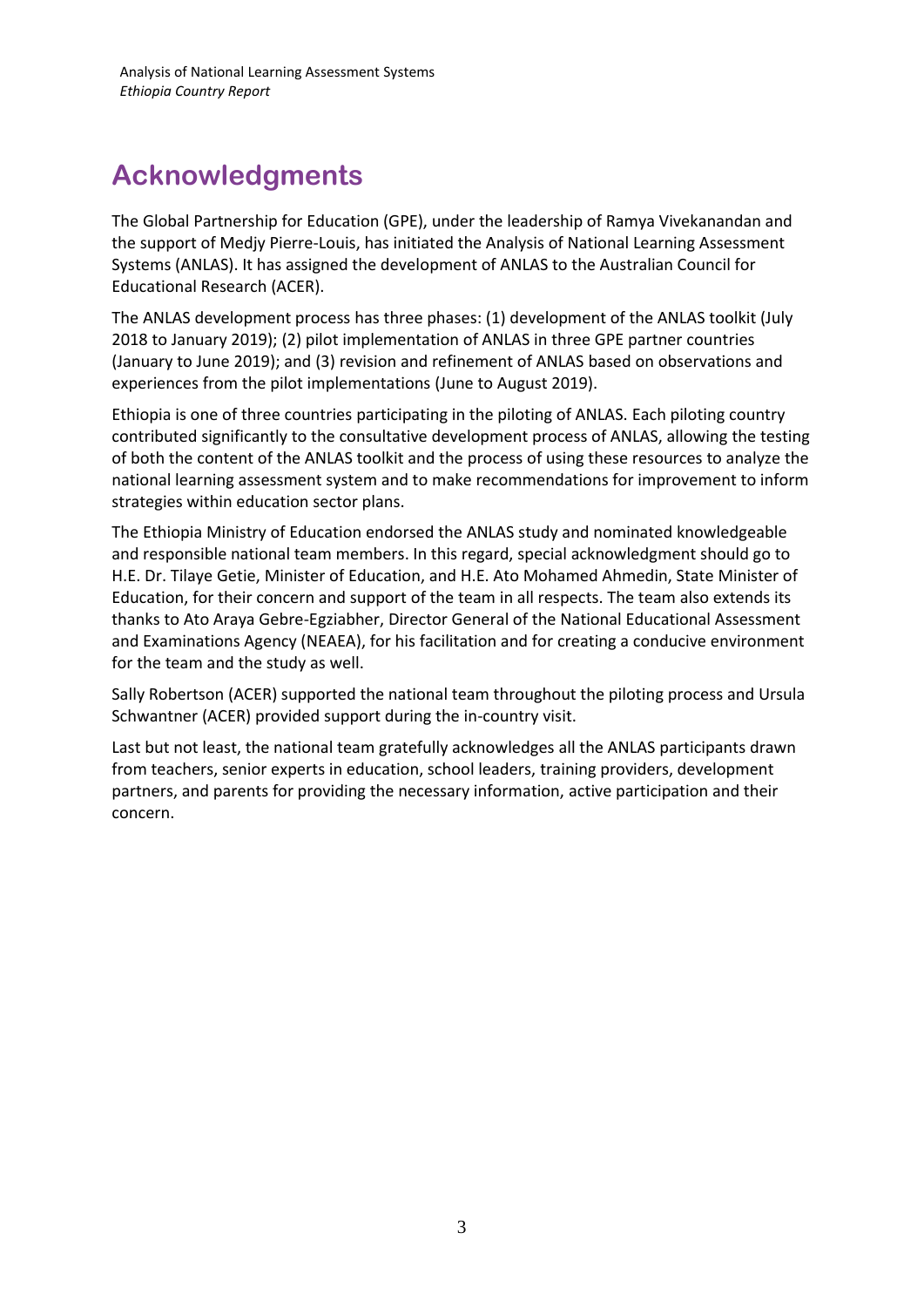# Acknowledgments

The Global Partnership for Education (GPE), under the leadership of Ramya Vivekanandan and the support of Medjy Pierre-Louis, has initiated the Analysis of National Learning Assessment Systems (ANLAS). It has assigned the development of ANLAS to the Australian Council for Educational Research (ACER).

The ANLAS development process has three phases: (1) development of the ANLAS toolkit (July 2018 to January 2019); (2) pilot implementation of ANLAS in three GPE partner countries (January to June 2019); and (3) revision and refinement of ANLAS based on observations and experiences from the pilot implementations (June to August 2019).

Ethiopia is one of three countries participating in the piloting of ANLAS. Each piloting country contributed significantly to the consultative development process of ANLAS, allowing the testing of both the content of the ANLAS toolkit and the process of using these resources to analyze the national learning assessment system and to make recommendations for improvement to inform strategies within education sector plans.

The Ethiopia Ministry of Education endorsed the ANLAS study and nominated knowledgeable and responsible national team members. In this regard, special acknowledgment should go to H.E. Dr. Tilaye Getie, Minister of Education, and H.E. Ato Mohamed Ahmedin, State Minister of Education, for their concern and support of the team in all respects. The team also extends its thanks to Ato Araya Gebre-Egziabher, Director General of the National Educational Assessment and Examinations Agency (NEAEA), for his facilitation and for creating a conducive environment for the team and the study as well.

Sally Robertson (ACER) supported the national team throughout the piloting process and Ursula Schwantner (ACER) provided support during the in-country visit.

Last but not least, the national team gratefully acknowledges all the ANLAS participants drawn from teachers, senior experts in education, school leaders, training providers, development partners, and parents for providing the necessary information, active participation and their concern.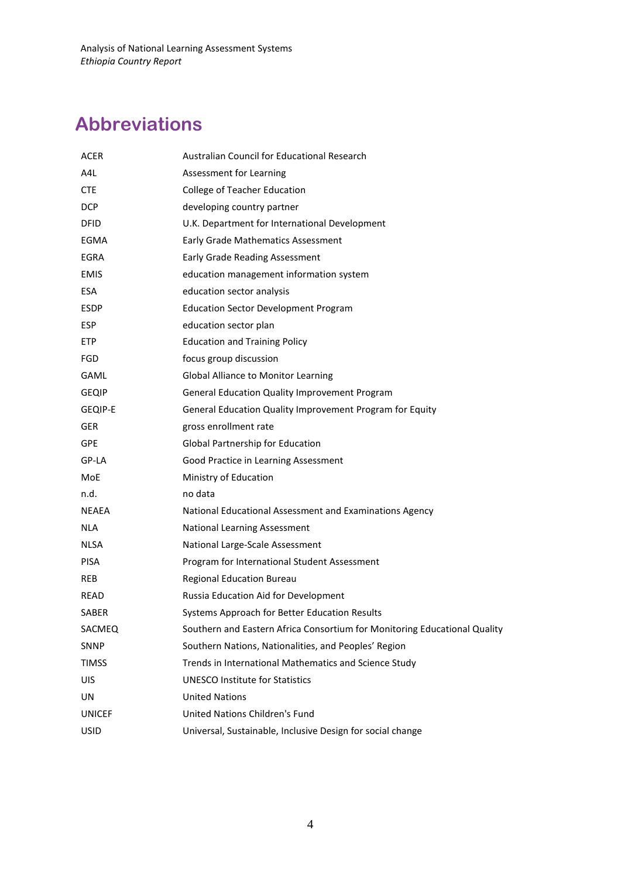## Abbreviations

| | |
|---|---|
| ACER | Australian Council for Educational Research |
| A4L | Assessment for Learning |
| CTE | College of Teacher Education |
| DCP | developing country partner |
| DFID | U.K. Department for International Development |
| EGMA | Early Grade Mathematics Assessment |
| EGRA | Early Grade Reading Assessment |
| EMIS | education management information system |
| ESA | education sector analysis |
| ESDP | Education Sector Development Program |
| ESP | education sector plan |
| ETP | Education and Training Policy |
| FGD | focus group discussion |
| GAML | Global Alliance to Monitor Learning |
| GEQIP | General Education Quality Improvement Program |
| GEQIP-E | General Education Quality Improvement Program for Equity |
| GER | gross enrollment rate |
| GPE | Global Partnership for Education |
| GP-LA | Good Practice in Learning Assessment |
| MoE | Ministry of Education |
| n.d. | no data |
| NEAEA | National Educational Assessment and Examinations Agency |
| NLA | National Learning Assessment |
| NLSA | National Large-Scale Assessment |
| PISA | Program for International Student Assessment |
| REB | Regional Education Bureau |
| READ | Russia Education Aid for Development |
| SABER | Systems Approach for Better Education Results |
| SACMEQ | Southern and Eastern Africa Consortium for Monitoring Educational Quality |
| SNNP | Southern Nations, Nationalities, and Peoples' Region |
| TIMSS | Trends in International Mathematics and Science Study |
| UIS | UNESCO Institute for Statistics |
| UN | United Nations |
| UNICEF | United Nations Children's Fund |
| USID | Universal, Sustainable, Inclusive Design for social change |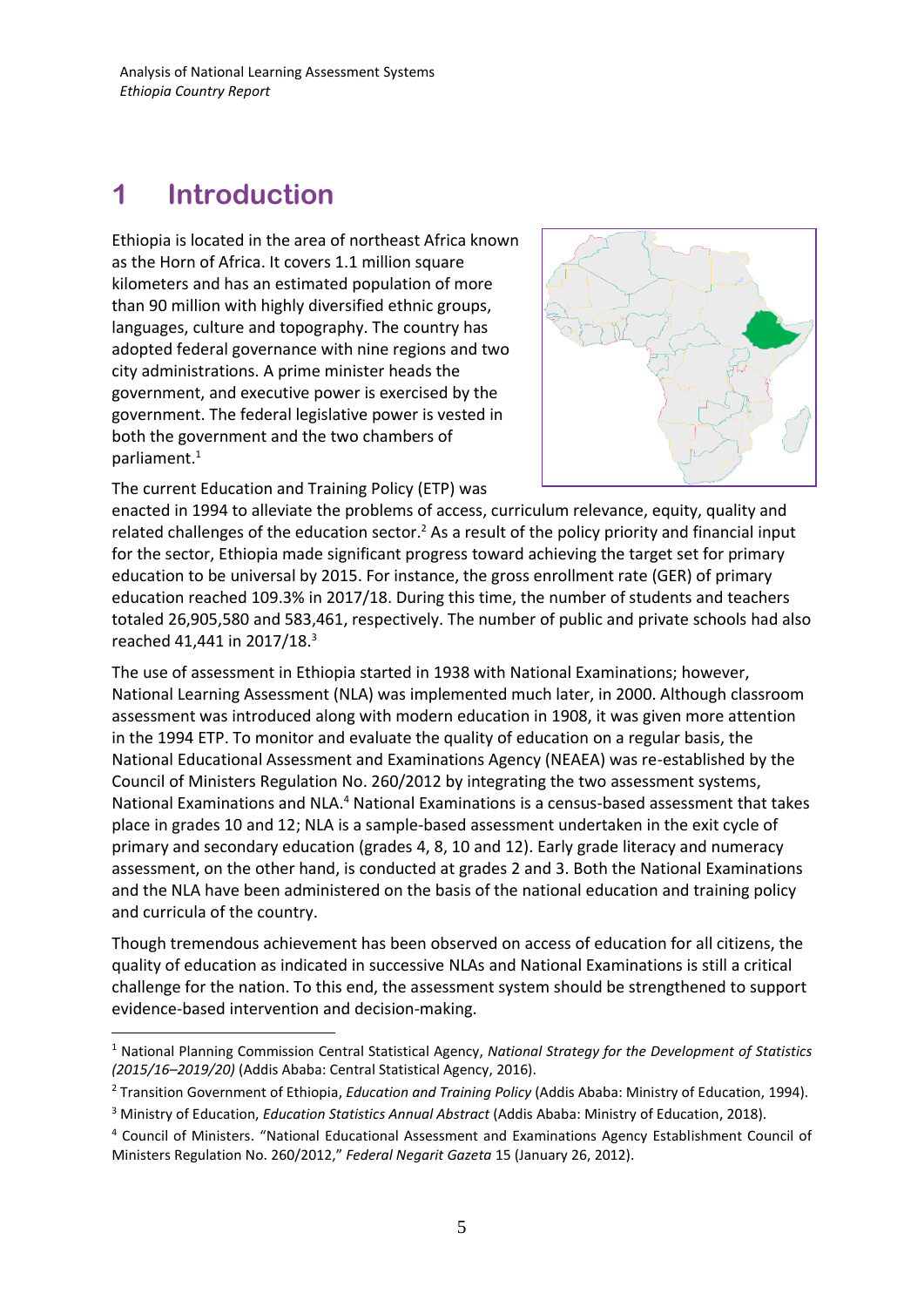# 1 Introduction

Ethiopia is located in the area of northeast Africa known as the Horn of Africa. It covers 1.1 million square kilometers and has an estimated population of more than 90 million with highly diversified ethnic groups, languages, culture and topography. The country has adopted federal governance with nine regions and two city administrations. A prime minister heads the government, and executive power is exercised by the government. The federal legislative power is vested in both the government and the two chambers of parliament.[1]

The current Education and Training Policy (ETP) was enacted in 1994 to alleviate the problems of access, curriculum relevance, equity, quality and related challenges of the education sector.[2] As a result of the policy priority and financial input for the sector, Ethiopia made significant progress toward achieving the target set for primary education to be universal by 2015. For instance, the gross enrollment rate (GER) of primary education reached 109.3% in 2017/18. During this time, the number of students and teachers totaled 26,905,580 and 583,461, respectively. The number of public and private schools had also reached 41,441 in 2017/18.[3]

The use of assessment in Ethiopia started in 1938 with National Examinations; however, National Learning Assessment (NLA) was implemented much later, in 2000. Although classroom assessment was introduced along with modern education in 1908, it was given more attention in the 1994 ETP. To monitor and evaluate the quality of education on a regular basis, the National Educational Assessment and Examinations Agency (NEAEA) was re-established by the Council of Ministers Regulation No. 260/2012 by integrating the two assessment systems, National Examinations and NLA.[4] National Examinations is a census-based assessment that takes place in grades 10 and 12; NLA is a sample-based assessment undertaken in the exit cycle of primary and secondary education (grades 4, 8, 10 and 12). Early grade literacy and numeracy assessment, on the other hand, is conducted at grades 2 and 3. Both the National Examinations and the NLA have been administered on the basis of the national education and training policy and curricula of the country.

Though tremendous achievement has been observed on access of education for all citizens, the quality of education as indicated in successive NLAs and National Examinations is still a critical challenge for the nation. To this end, the assessment system should be strengthened to support evidence-based intervention and decision-making.

---

[1] National Planning Commission Central Statistical Agency, *National Strategy for the Development of Statistics (2015/16–2019/20)* (Addis Ababa: Central Statistical Agency, 2016).

[2] Transition Government of Ethiopia, *Education and Training Policy* (Addis Ababa: Ministry of Education, 1994).

[3] Ministry of Education, *Education Statistics Annual Abstract* (Addis Ababa: Ministry of Education, 2018).

[4] Council of Ministers. "National Educational Assessment and Examinations Agency Establishment Council of Ministers Regulation No. 260/2012," *Federal Negarit Gazeta* 15 (January 26, 2012).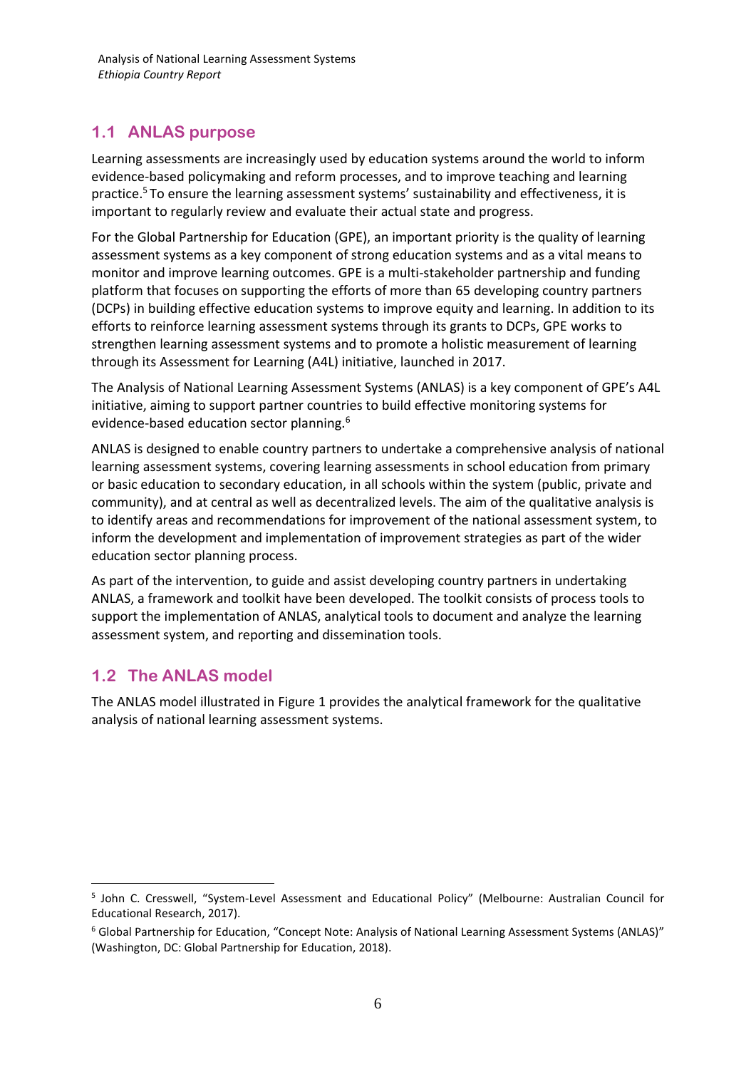## 1.1 ANLAS purpose

Learning assessments are increasingly used by education systems around the world to inform evidence-based policymaking and reform processes, and to improve teaching and learning practice.[5] To ensure the learning assessment systems' sustainability and effectiveness, it is important to regularly review and evaluate their actual state and progress.

For the Global Partnership for Education (GPE), an important priority is the quality of learning assessment systems as a key component of strong education systems and as a vital means to monitor and improve learning outcomes. GPE is a multi-stakeholder partnership and funding platform that focuses on supporting the efforts of more than 65 developing country partners (DCPs) in building effective education systems to improve equity and learning. In addition to its efforts to reinforce learning assessment systems through its grants to DCPs, GPE works to strengthen learning assessment systems and to promote a holistic measurement of learning through its Assessment for Learning (A4L) initiative, launched in 2017.

The Analysis of National Learning Assessment Systems (ANLAS) is a key component of GPE's A4L initiative, aiming to support partner countries to build effective monitoring systems for evidence-based education sector planning.[6]

ANLAS is designed to enable country partners to undertake a comprehensive analysis of national learning assessment systems, covering learning assessments in school education from primary or basic education to secondary education, in all schools within the system (public, private and community), and at central as well as decentralized levels. The aim of the qualitative analysis is to identify areas and recommendations for improvement of the national assessment system, to inform the development and implementation of improvement strategies as part of the wider education sector planning process.

As part of the intervention, to guide and assist developing country partners in undertaking ANLAS, a framework and toolkit have been developed. The toolkit consists of process tools to support the implementation of ANLAS, analytical tools to document and analyze the learning assessment system, and reporting and dissemination tools.

## 1.2 The ANLAS model

The ANLAS model illustrated in Figure 1 provides the analytical framework for the qualitative analysis of national learning assessment systems.

---

[5] John C. Cresswell, "System-Level Assessment and Educational Policy" (Melbourne: Australian Council for Educational Research, 2017).

[6] Global Partnership for Education, "Concept Note: Analysis of National Learning Assessment Systems (ANLAS)" (Washington, DC: Global Partnership for Education, 2018).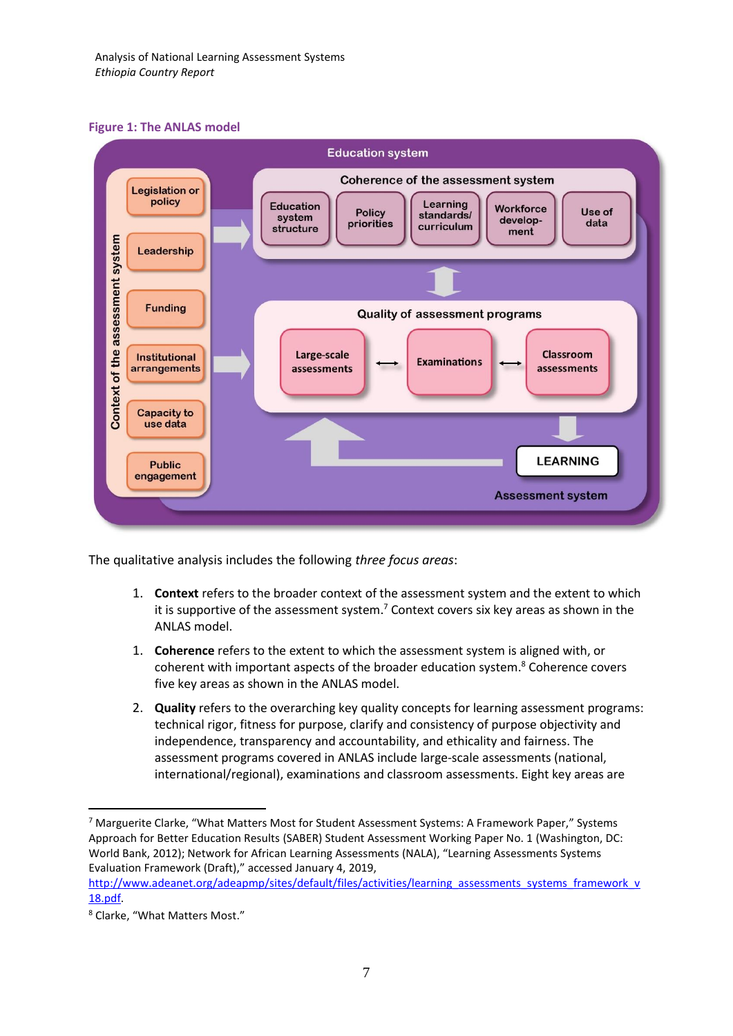**Figure 1: The ANLAS model**

Education system

Context of the assessment system: Legislation or policy; Leadership; Funding; Institutional arrangements; Capacity to use data; Public engagement

Coherence of the assessment system: Education system structure; Policy priorities; Learning standards/ curriculum; Workforce develop-ment; Use of data

Quality of assessment programs: Large-scale assessments; Examinations; Classroom assessments

LEARNING

Assessment system

The qualitative analysis includes the following *three focus areas*:

1. **Context** refers to the broader context of the assessment system and the extent to which it is supportive of the assessment system.[7] Context covers six key areas as shown in the ANLAS model.

1. **Coherence** refers to the extent to which the assessment system is aligned with, or coherent with important aspects of the broader education system.[8] Coherence covers five key areas as shown in the ANLAS model.

2. **Quality** refers to the overarching key quality concepts for learning assessment programs: technical rigor, fitness for purpose, clarify and consistency of purpose objectivity and independence, transparency and accountability, and ethicality and fairness. The assessment programs covered in ANLAS include large-scale assessments (national, international/regional), examinations and classroom assessments. Eight key areas are

---

[7] Marguerite Clarke, "What Matters Most for Student Assessment Systems: A Framework Paper," Systems Approach for Better Education Results (SABER) Student Assessment Working Paper No. 1 (Washington, DC: World Bank, 2012); Network for African Learning Assessments (NALA), "Learning Assessments Systems Evaluation Framework (Draft)," accessed January 4, 2019, http://www.adeanet.org/adeapmp/sites/default/files/activities/learning_assessments_systems_framework_v18.pdf.

[8] Clarke, "What Matters Most."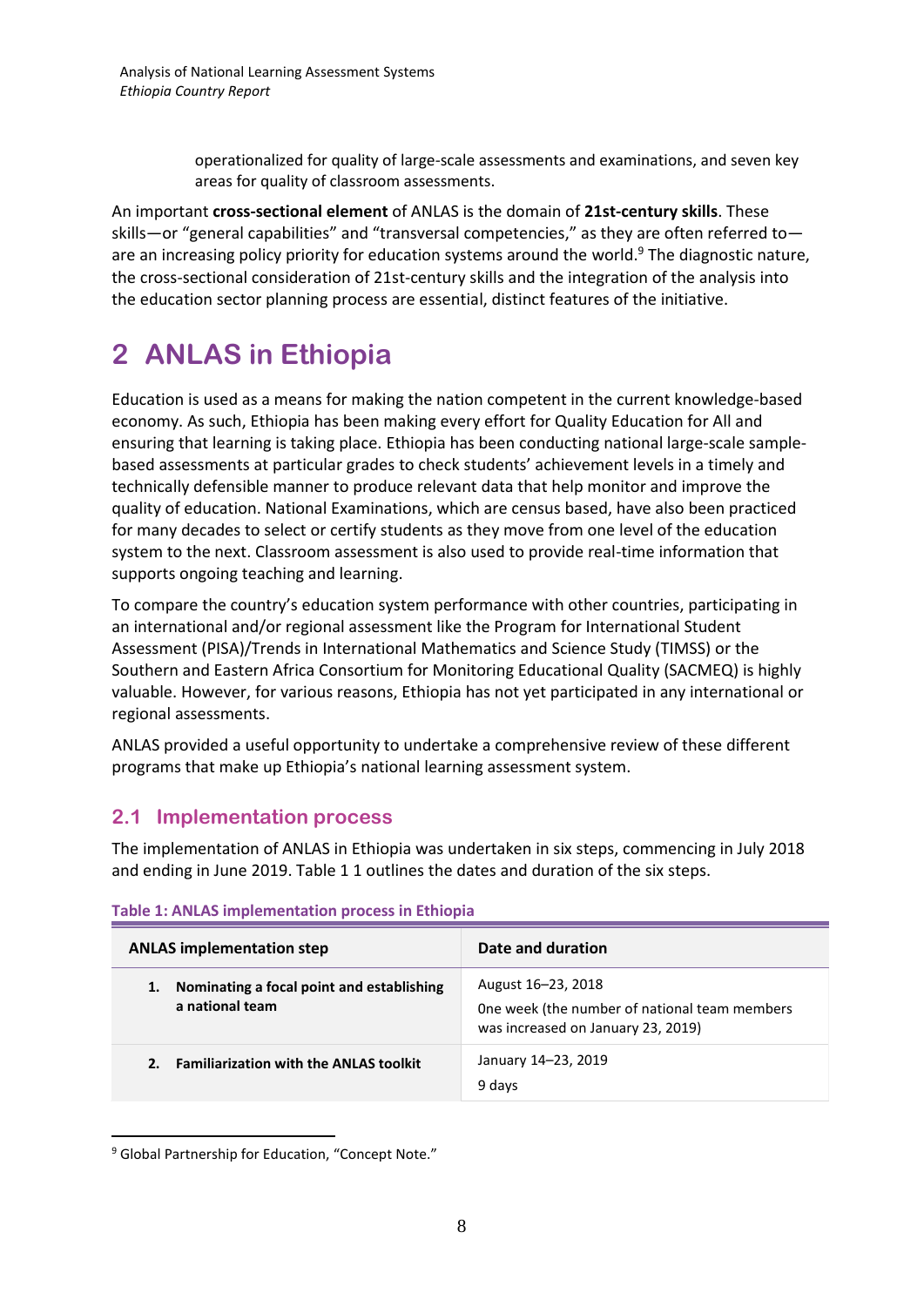operationalized for quality of large-scale assessments and examinations, and seven key areas for quality of classroom assessments.

An important **cross-sectional element** of ANLAS is the domain of **21st-century skills**. These skills—or "general capabilities" and "transversal competencies," as they are often referred to—are an increasing policy priority for education systems around the world.[9] The diagnostic nature, the cross-sectional consideration of 21st-century skills and the integration of the analysis into the education sector planning process are essential, distinct features of the initiative.

# 2 ANLAS in Ethiopia

Education is used as a means for making the nation competent in the current knowledge-based economy. As such, Ethiopia has been making every effort for Quality Education for All and ensuring that learning is taking place. Ethiopia has been conducting national large-scale sample-based assessments at particular grades to check students' achievement levels in a timely and technically defensible manner to produce relevant data that help monitor and improve the quality of education. National Examinations, which are census based, have also been practiced for many decades to select or certify students as they move from one level of the education system to the next. Classroom assessment is also used to provide real-time information that supports ongoing teaching and learning.

To compare the country's education system performance with other countries, participating in an international and/or regional assessment like the Program for International Student Assessment (PISA)/Trends in International Mathematics and Science Study (TIMSS) or the Southern and Eastern Africa Consortium for Monitoring Educational Quality (SACMEQ) is highly valuable. However, for various reasons, Ethiopia has not yet participated in any international or regional assessments.

ANLAS provided a useful opportunity to undertake a comprehensive review of these different programs that make up Ethiopia's national learning assessment system.

## 2.1 Implementation process

The implementation of ANLAS in Ethiopia was undertaken in six steps, commencing in July 2018 and ending in June 2019. Table 1 1 outlines the dates and duration of the six steps.

**Table 1: ANLAS implementation process in Ethiopia**

| ANLAS implementation step | Date and duration |
|---|---|
| **1. Nominating a focal point and establishing a national team** | August 16–23, 2018<br>One week (the number of national team members was increased on January 23, 2019) |
| **2. Familiarization with the ANLAS toolkit** | January 14–23, 2019<br>9 days |

[9] Global Partnership for Education, "Concept Note."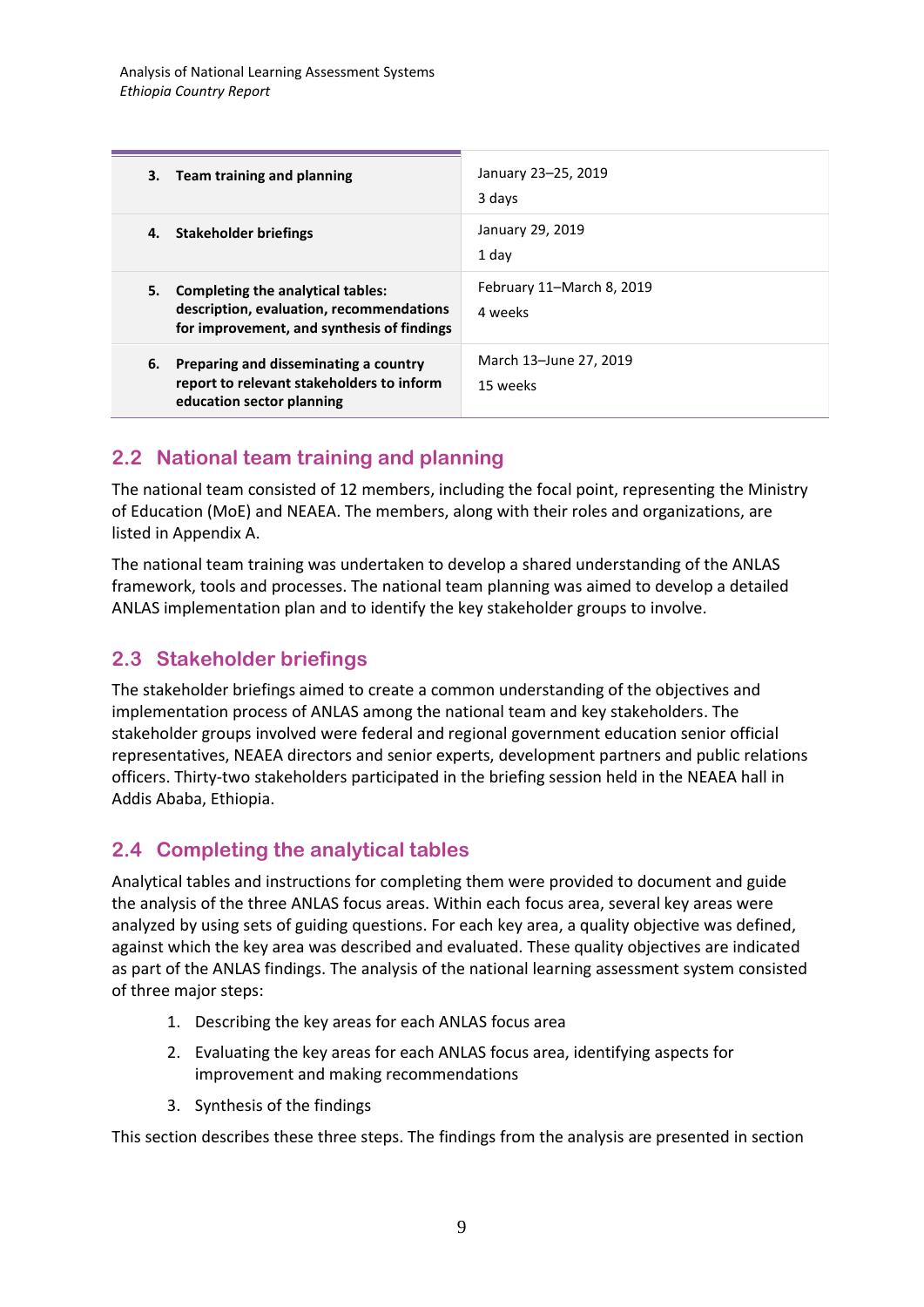| | |
|---|---|
| **3. Team training and planning** | January 23–25, 2019<br>3 days |
| **4. Stakeholder briefings** | January 29, 2019<br>1 day |
| **5. Completing the analytical tables: description, evaluation, recommendations for improvement, and synthesis of findings** | February 11–March 8, 2019<br>4 weeks |
| **6. Preparing and disseminating a country report to relevant stakeholders to inform education sector planning** | March 13–June 27, 2019<br>15 weeks |

## 2.2 National team training and planning

The national team consisted of 12 members, including the focal point, representing the Ministry of Education (MoE) and NEAEA. The members, along with their roles and organizations, are listed in Appendix A.

The national team training was undertaken to develop a shared understanding of the ANLAS framework, tools and processes. The national team planning was aimed to develop a detailed ANLAS implementation plan and to identify the key stakeholder groups to involve.

## 2.3 Stakeholder briefings

The stakeholder briefings aimed to create a common understanding of the objectives and implementation process of ANLAS among the national team and key stakeholders. The stakeholder groups involved were federal and regional government education senior official representatives, NEAEA directors and senior experts, development partners and public relations officers. Thirty-two stakeholders participated in the briefing session held in the NEAEA hall in Addis Ababa, Ethiopia.

## 2.4 Completing the analytical tables

Analytical tables and instructions for completing them were provided to document and guide the analysis of the three ANLAS focus areas. Within each focus area, several key areas were analyzed by using sets of guiding questions. For each key area, a quality objective was defined, against which the key area was described and evaluated. These quality objectives are indicated as part of the ANLAS findings. The analysis of the national learning assessment system consisted of three major steps:

1. Describing the key areas for each ANLAS focus area
2. Evaluating the key areas for each ANLAS focus area, identifying aspects for improvement and making recommendations
3. Synthesis of the findings

This section describes these three steps. The findings from the analysis are presented in section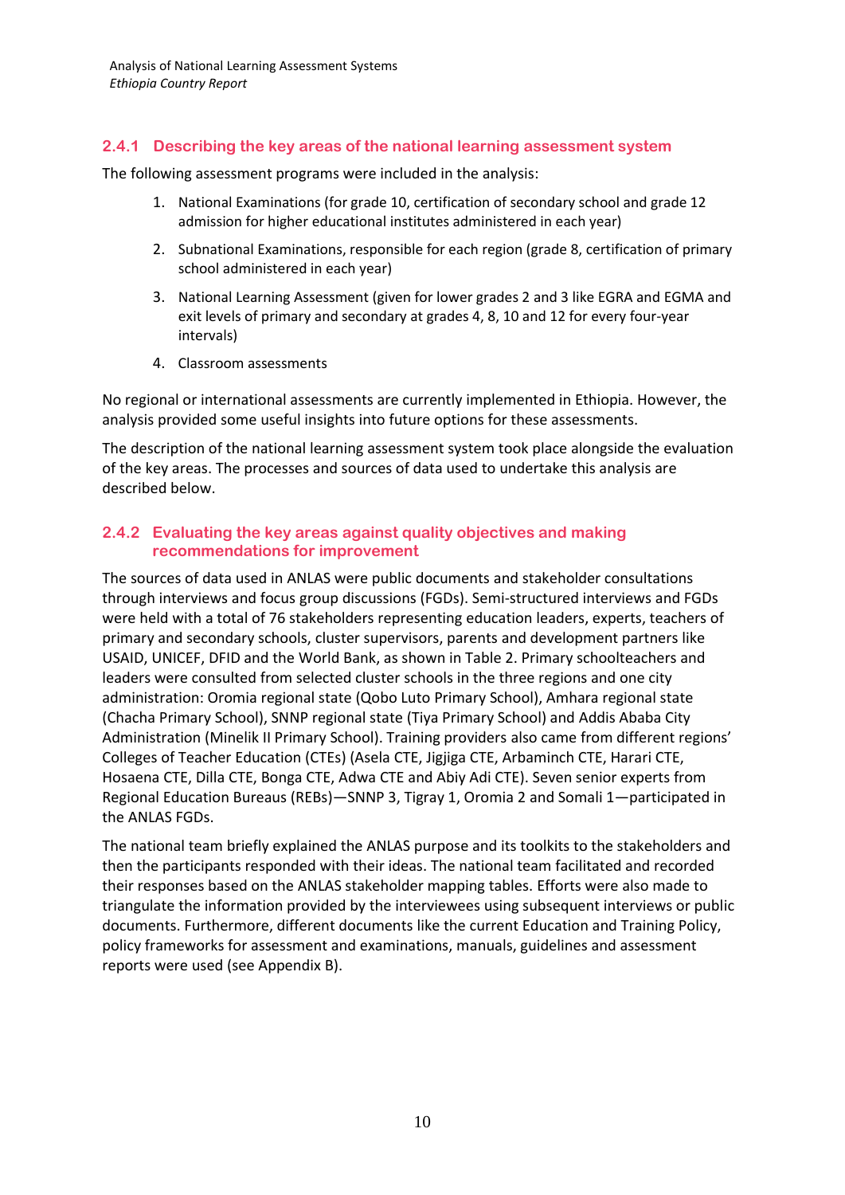### 2.4.1 Describing the key areas of the national learning assessment system

The following assessment programs were included in the analysis:

1. National Examinations (for grade 10, certification of secondary school and grade 12 admission for higher educational institutes administered in each year)
2. Subnational Examinations, responsible for each region (grade 8, certification of primary school administered in each year)
3. National Learning Assessment (given for lower grades 2 and 3 like EGRA and EGMA and exit levels of primary and secondary at grades 4, 8, 10 and 12 for every four-year intervals)
4. Classroom assessments

No regional or international assessments are currently implemented in Ethiopia. However, the analysis provided some useful insights into future options for these assessments.

The description of the national learning assessment system took place alongside the evaluation of the key areas. The processes and sources of data used to undertake this analysis are described below.

### 2.4.2 Evaluating the key areas against quality objectives and making recommendations for improvement

The sources of data used in ANLAS were public documents and stakeholder consultations through interviews and focus group discussions (FGDs). Semi-structured interviews and FGDs were held with a total of 76 stakeholders representing education leaders, experts, teachers of primary and secondary schools, cluster supervisors, parents and development partners like USAID, UNICEF, DFID and the World Bank, as shown in Table 2. Primary schoolteachers and leaders were consulted from selected cluster schools in the three regions and one city administration: Oromia regional state (Qobo Luto Primary School), Amhara regional state (Chacha Primary School), SNNP regional state (Tiya Primary School) and Addis Ababa City Administration (Minelik II Primary School). Training providers also came from different regions' Colleges of Teacher Education (CTEs) (Asela CTE, Jigjiga CTE, Arbaminch CTE, Harari CTE, Hosaena CTE, Dilla CTE, Bonga CTE, Adwa CTE and Abiy Adi CTE). Seven senior experts from Regional Education Bureaus (REBs)—SNNP 3, Tigray 1, Oromia 2 and Somali 1—participated in the ANLAS FGDs.

The national team briefly explained the ANLAS purpose and its toolkits to the stakeholders and then the participants responded with their ideas. The national team facilitated and recorded their responses based on the ANLAS stakeholder mapping tables. Efforts were also made to triangulate the information provided by the interviewees using subsequent interviews or public documents. Furthermore, different documents like the current Education and Training Policy, policy frameworks for assessment and examinations, manuals, guidelines and assessment reports were used (see Appendix B).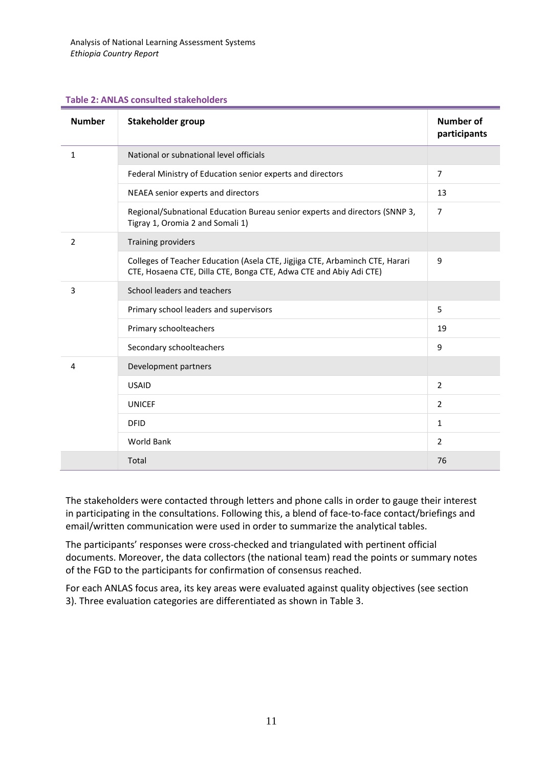**Table 2: ANLAS consulted stakeholders**

| Number | Stakeholder group | Number of participants |
|---|---|---|
| 1 | National or subnational level officials | |
| | Federal Ministry of Education senior experts and directors | 7 |
| | NEAEA senior experts and directors | 13 |
| | Regional/Subnational Education Bureau senior experts and directors (SNNP 3, Tigray 1, Oromia 2 and Somali 1) | 7 |
| 2 | Training providers | |
| | Colleges of Teacher Education (Asela CTE, Jigjiga CTE, Arbaminch CTE, Harari CTE, Hosaena CTE, Dilla CTE, Bonga CTE, Adwa CTE and Abiy Adi CTE) | 9 |
| 3 | School leaders and teachers | |
| | Primary school leaders and supervisors | 5 |
| | Primary schoolteachers | 19 |
| | Secondary schoolteachers | 9 |
| 4 | Development partners | |
| | USAID | 2 |
| | UNICEF | 2 |
| | DFID | 1 |
| | World Bank | 2 |
| | Total | 76 |

The stakeholders were contacted through letters and phone calls in order to gauge their interest in participating in the consultations. Following this, a blend of face-to-face contact/briefings and email/written communication were used in order to summarize the analytical tables.

The participants' responses were cross-checked and triangulated with pertinent official documents. Moreover, the data collectors (the national team) read the points or summary notes of the FGD to the participants for confirmation of consensus reached.

For each ANLAS focus area, its key areas were evaluated against quality objectives (see section 3). Three evaluation categories are differentiated as shown in Table 3.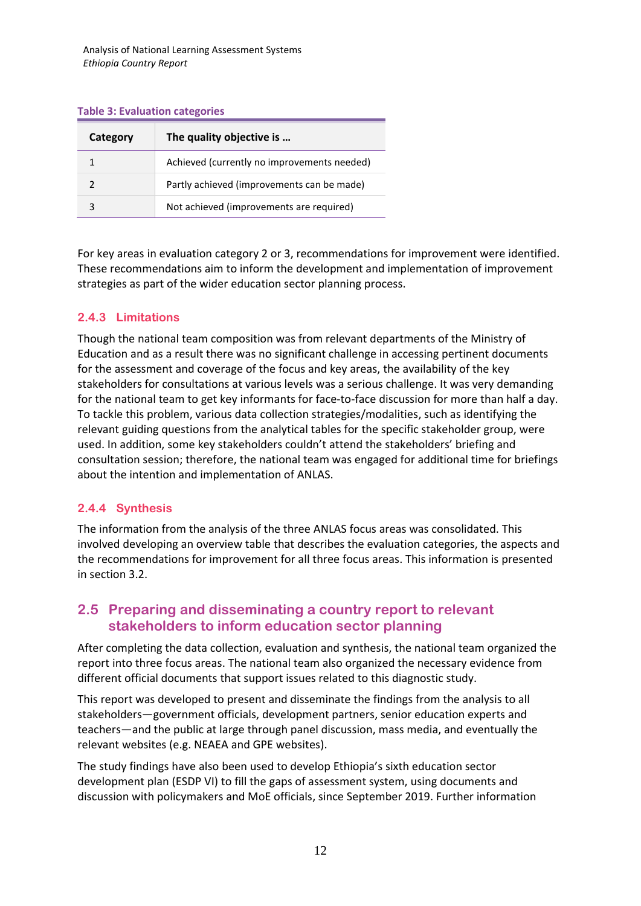**Table 3: Evaluation categories**

| Category | The quality objective is … |
|---|---|
| 1 | Achieved (currently no improvements needed) |
| 2 | Partly achieved (improvements can be made) |
| 3 | Not achieved (improvements are required) |

For key areas in evaluation category 2 or 3, recommendations for improvement were identified. These recommendations aim to inform the development and implementation of improvement strategies as part of the wider education sector planning process.

### 2.4.3 Limitations

Though the national team composition was from relevant departments of the Ministry of Education and as a result there was no significant challenge in accessing pertinent documents for the assessment and coverage of the focus and key areas, the availability of the key stakeholders for consultations at various levels was a serious challenge. It was very demanding for the national team to get key informants for face-to-face discussion for more than half a day. To tackle this problem, various data collection strategies/modalities, such as identifying the relevant guiding questions from the analytical tables for the specific stakeholder group, were used. In addition, some key stakeholders couldn't attend the stakeholders' briefing and consultation session; therefore, the national team was engaged for additional time for briefings about the intention and implementation of ANLAS.

### 2.4.4 Synthesis

The information from the analysis of the three ANLAS focus areas was consolidated. This involved developing an overview table that describes the evaluation categories, the aspects and the recommendations for improvement for all three focus areas. This information is presented in section 3.2.

## 2.5 Preparing and disseminating a country report to relevant stakeholders to inform education sector planning

After completing the data collection, evaluation and synthesis, the national team organized the report into three focus areas. The national team also organized the necessary evidence from different official documents that support issues related to this diagnostic study.

This report was developed to present and disseminate the findings from the analysis to all stakeholders—government officials, development partners, senior education experts and teachers—and the public at large through panel discussion, mass media, and eventually the relevant websites (e.g. NEAEA and GPE websites).

The study findings have also been used to develop Ethiopia's sixth education sector development plan (ESDP VI) to fill the gaps of assessment system, using documents and discussion with policymakers and MoE officials, since September 2019. Further information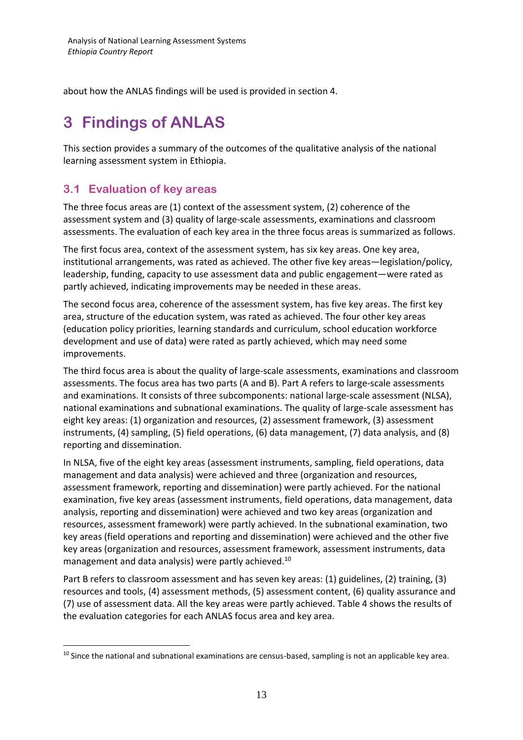about how the ANLAS findings will be used is provided in section 4.

# 3 Findings of ANLAS

This section provides a summary of the outcomes of the qualitative analysis of the national learning assessment system in Ethiopia.

## 3.1 Evaluation of key areas

The three focus areas are (1) context of the assessment system, (2) coherence of the assessment system and (3) quality of large-scale assessments, examinations and classroom assessments. The evaluation of each key area in the three focus areas is summarized as follows.

The first focus area, context of the assessment system, has six key areas. One key area, institutional arrangements, was rated as achieved. The other five key areas—legislation/policy, leadership, funding, capacity to use assessment data and public engagement—were rated as partly achieved, indicating improvements may be needed in these areas.

The second focus area, coherence of the assessment system, has five key areas. The first key area, structure of the education system, was rated as achieved. The four other key areas (education policy priorities, learning standards and curriculum, school education workforce development and use of data) were rated as partly achieved, which may need some improvements.

The third focus area is about the quality of large-scale assessments, examinations and classroom assessments. The focus area has two parts (A and B). Part A refers to large-scale assessments and examinations. It consists of three subcomponents: national large-scale assessment (NLSA), national examinations and subnational examinations. The quality of large-scale assessment has eight key areas: (1) organization and resources, (2) assessment framework, (3) assessment instruments, (4) sampling, (5) field operations, (6) data management, (7) data analysis, and (8) reporting and dissemination.

In NLSA, five of the eight key areas (assessment instruments, sampling, field operations, data management and data analysis) were achieved and three (organization and resources, assessment framework, reporting and dissemination) were partly achieved. For the national examination, five key areas (assessment instruments, field operations, data management, data analysis, reporting and dissemination) were achieved and two key areas (organization and resources, assessment framework) were partly achieved. In the subnational examination, two key areas (field operations and reporting and dissemination) were achieved and the other five key areas (organization and resources, assessment framework, assessment instruments, data management and data analysis) were partly achieved.[10]

Part B refers to classroom assessment and has seven key areas: (1) guidelines, (2) training, (3) resources and tools, (4) assessment methods, (5) assessment content, (6) quality assurance and (7) use of assessment data. All the key areas were partly achieved. Table 4 shows the results of the evaluation categories for each ANLAS focus area and key area.

[10] Since the national and subnational examinations are census-based, sampling is not an applicable key area.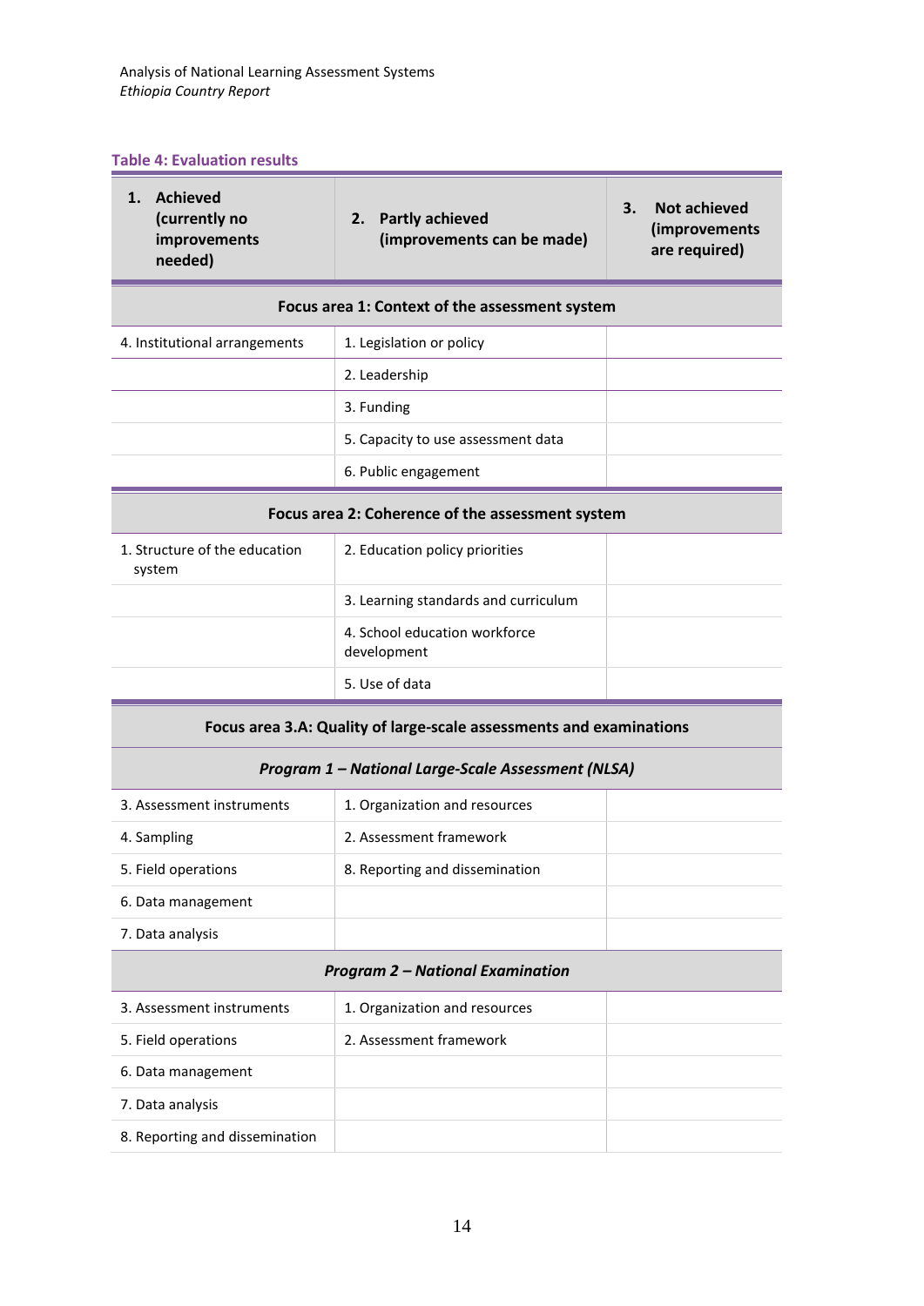**Table 4: Evaluation results**

| 1. Achieved (currently no improvements needed) | 2. Partly achieved (improvements can be made) | 3. Not achieved (improvements are required) |
|---|---|---|
| **Focus area 1: Context of the assessment system** | | |
| 4. Institutional arrangements | 1. Legislation or policy | |
| | 2. Leadership | |
| | 3. Funding | |
| | 5. Capacity to use assessment data | |
| | 6. Public engagement | |
| **Focus area 2: Coherence of the assessment system** | | |
| 1. Structure of the education system | 2. Education policy priorities | |
| | 3. Learning standards and curriculum | |
| | 4. School education workforce development | |
| | 5. Use of data | |
| **Focus area 3.A: Quality of large-scale assessments and examinations** | | |
| ***Program 1 – National Large-Scale Assessment (NLSA)*** | | |
| 3. Assessment instruments | 1. Organization and resources | |
| 4. Sampling | 2. Assessment framework | |
| 5. Field operations | 8. Reporting and dissemination | |
| 6. Data management | | |
| 7. Data analysis | | |
| ***Program 2 – National Examination*** | | |
| 3. Assessment instruments | 1. Organization and resources | |
| 5. Field operations | 2. Assessment framework | |
| 6. Data management | | |
| 7. Data analysis | | |
| 8. Reporting and dissemination | | |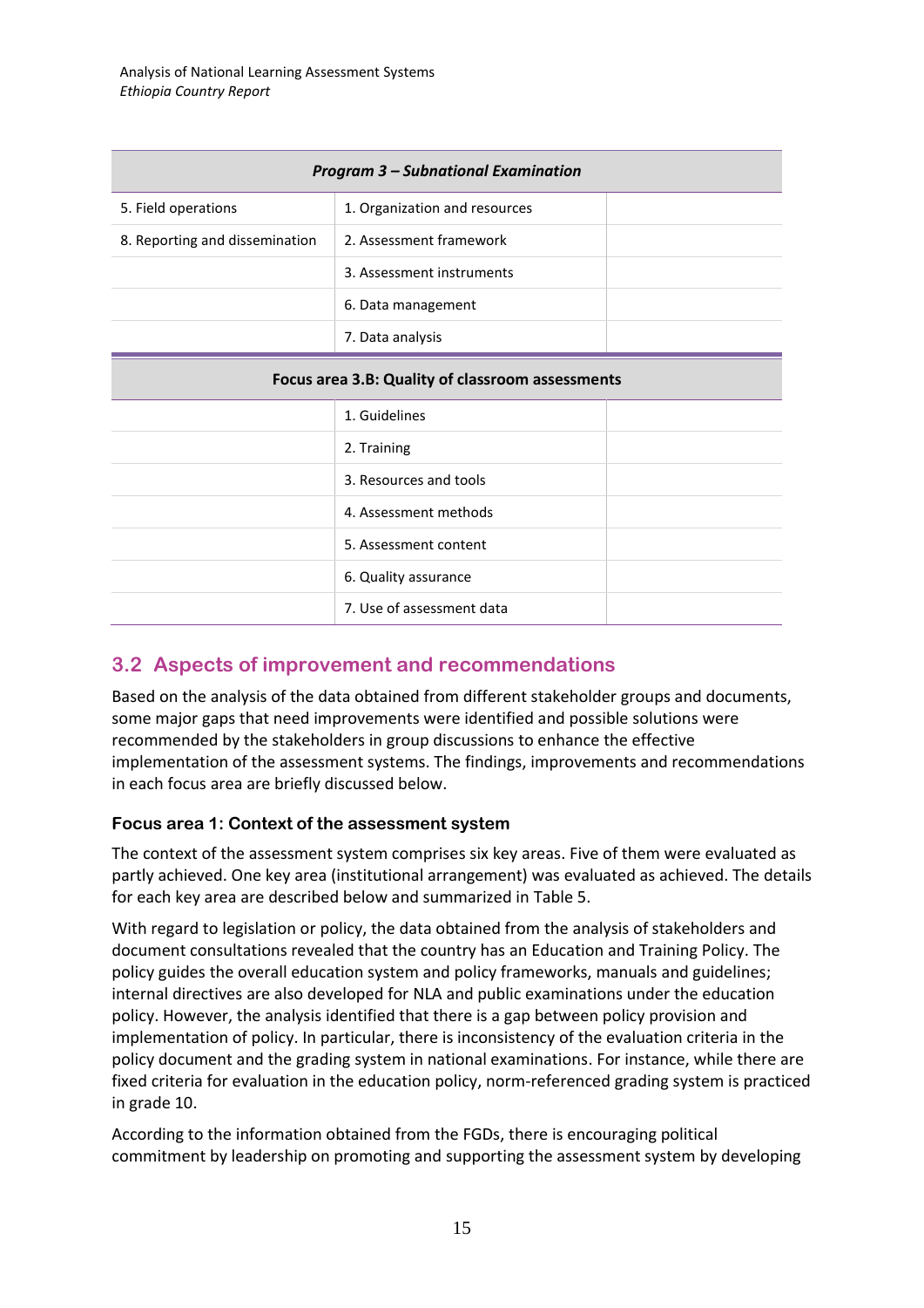| Program 3 – Subnational Examination | | |
|---|---|---|
| 5. Field operations | 1. Organization and resources | |
| 8. Reporting and dissemination | 2. Assessment framework | |
| | 3. Assessment instruments | |
| | 6. Data management | |
| | 7. Data analysis | |
| **Focus area 3.B: Quality of classroom assessments** | | |
| | 1. Guidelines | |
| | 2. Training | |
| | 3. Resources and tools | |
| | 4. Assessment methods | |
| | 5. Assessment content | |
| | 6. Quality assurance | |
| | 7. Use of assessment data | |

## 3.2 Aspects of improvement and recommendations

Based on the analysis of the data obtained from different stakeholder groups and documents, some major gaps that need improvements were identified and possible solutions were recommended by the stakeholders in group discussions to enhance the effective implementation of the assessment systems. The findings, improvements and recommendations in each focus area are briefly discussed below.

### Focus area 1: Context of the assessment system

The context of the assessment system comprises six key areas. Five of them were evaluated as partly achieved. One key area (institutional arrangement) was evaluated as achieved. The details for each key area are described below and summarized in Table 5.

With regard to legislation or policy, the data obtained from the analysis of stakeholders and document consultations revealed that the country has an Education and Training Policy. The policy guides the overall education system and policy frameworks, manuals and guidelines; internal directives are also developed for NLA and public examinations under the education policy. However, the analysis identified that there is a gap between policy provision and implementation of policy. In particular, there is inconsistency of the evaluation criteria in the policy document and the grading system in national examinations. For instance, while there are fixed criteria for evaluation in the education policy, norm-referenced grading system is practiced in grade 10.

According to the information obtained from the FGDs, there is encouraging political commitment by leadership on promoting and supporting the assessment system by developing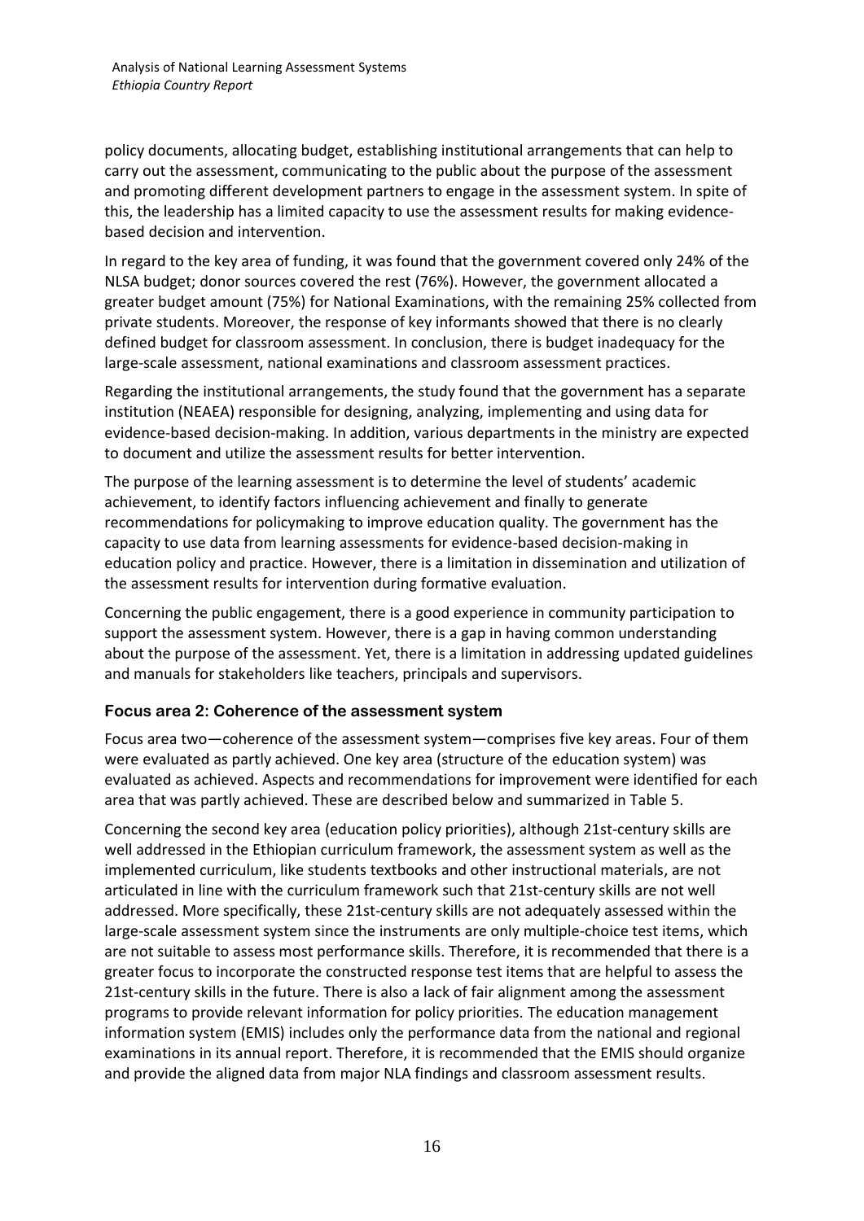policy documents, allocating budget, establishing institutional arrangements that can help to carry out the assessment, communicating to the public about the purpose of the assessment and promoting different development partners to engage in the assessment system. In spite of this, the leadership has a limited capacity to use the assessment results for making evidence-based decision and intervention.

In regard to the key area of funding, it was found that the government covered only 24% of the NLSA budget; donor sources covered the rest (76%). However, the government allocated a greater budget amount (75%) for National Examinations, with the remaining 25% collected from private students. Moreover, the response of key informants showed that there is no clearly defined budget for classroom assessment. In conclusion, there is budget inadequacy for the large-scale assessment, national examinations and classroom assessment practices.

Regarding the institutional arrangements, the study found that the government has a separate institution (NEAEA) responsible for designing, analyzing, implementing and using data for evidence-based decision-making. In addition, various departments in the ministry are expected to document and utilize the assessment results for better intervention.

The purpose of the learning assessment is to determine the level of students' academic achievement, to identify factors influencing achievement and finally to generate recommendations for policymaking to improve education quality. The government has the capacity to use data from learning assessments for evidence-based decision-making in education policy and practice. However, there is a limitation in dissemination and utilization of the assessment results for intervention during formative evaluation.

Concerning the public engagement, there is a good experience in community participation to support the assessment system. However, there is a gap in having common understanding about the purpose of the assessment. Yet, there is a limitation in addressing updated guidelines and manuals for stakeholders like teachers, principals and supervisors.

### Focus area 2: Coherence of the assessment system

Focus area two—coherence of the assessment system—comprises five key areas. Four of them were evaluated as partly achieved. One key area (structure of the education system) was evaluated as achieved. Aspects and recommendations for improvement were identified for each area that was partly achieved. These are described below and summarized in Table 5.

Concerning the second key area (education policy priorities), although 21st-century skills are well addressed in the Ethiopian curriculum framework, the assessment system as well as the implemented curriculum, like students textbooks and other instructional materials, are not articulated in line with the curriculum framework such that 21st-century skills are not well addressed. More specifically, these 21st-century skills are not adequately assessed within the large-scale assessment system since the instruments are only multiple-choice test items, which are not suitable to assess most performance skills. Therefore, it is recommended that there is a greater focus to incorporate the constructed response test items that are helpful to assess the 21st-century skills in the future. There is also a lack of fair alignment among the assessment programs to provide relevant information for policy priorities. The education management information system (EMIS) includes only the performance data from the national and regional examinations in its annual report. Therefore, it is recommended that the EMIS should organize and provide the aligned data from major NLA findings and classroom assessment results.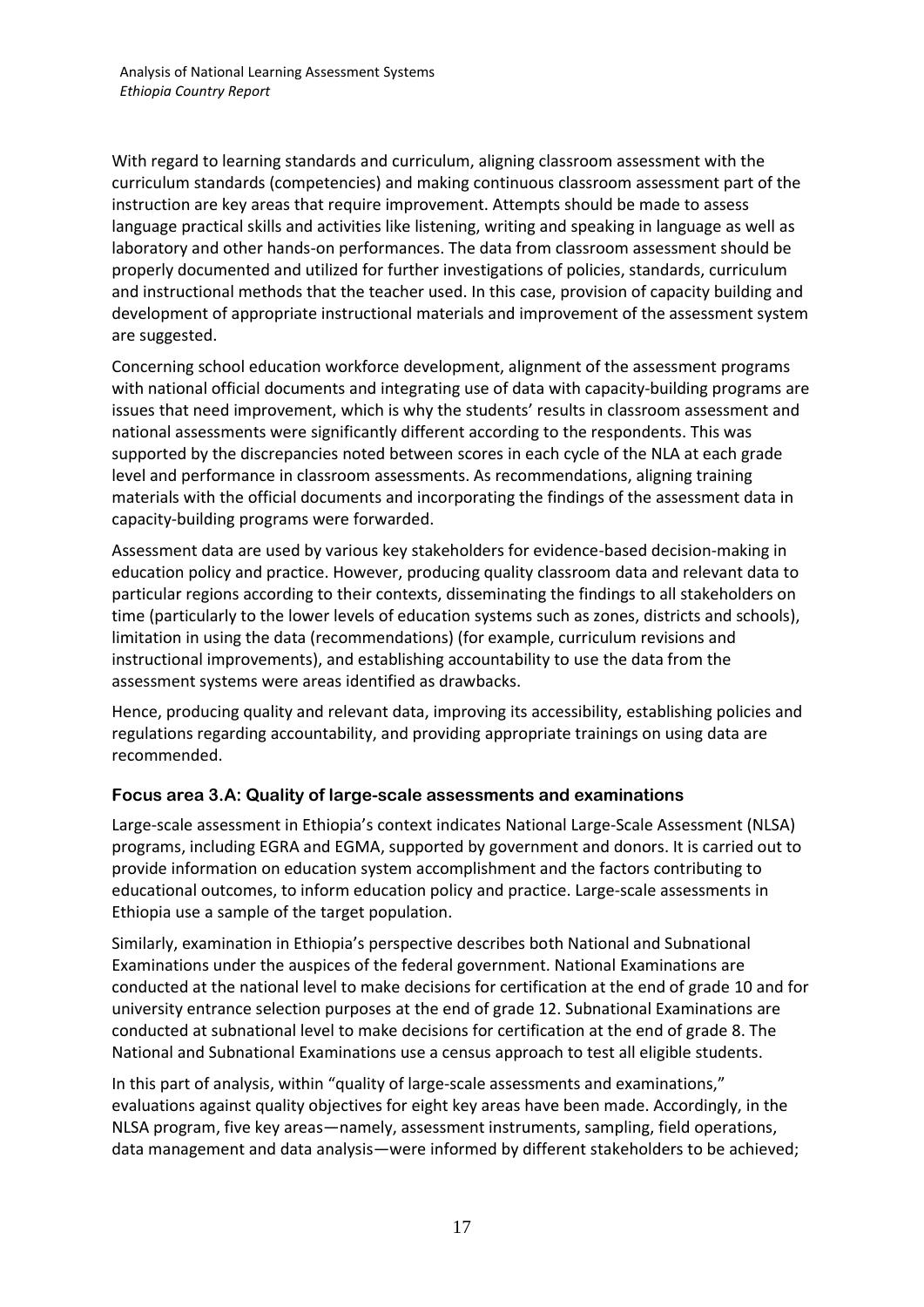With regard to learning standards and curriculum, aligning classroom assessment with the curriculum standards (competencies) and making continuous classroom assessment part of the instruction are key areas that require improvement. Attempts should be made to assess language practical skills and activities like listening, writing and speaking in language as well as laboratory and other hands-on performances. The data from classroom assessment should be properly documented and utilized for further investigations of policies, standards, curriculum and instructional methods that the teacher used. In this case, provision of capacity building and development of appropriate instructional materials and improvement of the assessment system are suggested.

Concerning school education workforce development, alignment of the assessment programs with national official documents and integrating use of data with capacity-building programs are issues that need improvement, which is why the students' results in classroom assessment and national assessments were significantly different according to the respondents. This was supported by the discrepancies noted between scores in each cycle of the NLA at each grade level and performance in classroom assessments. As recommendations, aligning training materials with the official documents and incorporating the findings of the assessment data in capacity-building programs were forwarded.

Assessment data are used by various key stakeholders for evidence-based decision-making in education policy and practice. However, producing quality classroom data and relevant data to particular regions according to their contexts, disseminating the findings to all stakeholders on time (particularly to the lower levels of education systems such as zones, districts and schools), limitation in using the data (recommendations) (for example, curriculum revisions and instructional improvements), and establishing accountability to use the data from the assessment systems were areas identified as drawbacks.

Hence, producing quality and relevant data, improving its accessibility, establishing policies and regulations regarding accountability, and providing appropriate trainings on using data are recommended.

### Focus area 3.A: Quality of large-scale assessments and examinations

Large-scale assessment in Ethiopia's context indicates National Large-Scale Assessment (NLSA) programs, including EGRA and EGMA, supported by government and donors. It is carried out to provide information on education system accomplishment and the factors contributing to educational outcomes, to inform education policy and practice. Large-scale assessments in Ethiopia use a sample of the target population.

Similarly, examination in Ethiopia's perspective describes both National and Subnational Examinations under the auspices of the federal government. National Examinations are conducted at the national level to make decisions for certification at the end of grade 10 and for university entrance selection purposes at the end of grade 12. Subnational Examinations are conducted at subnational level to make decisions for certification at the end of grade 8. The National and Subnational Examinations use a census approach to test all eligible students.

In this part of analysis, within "quality of large-scale assessments and examinations," evaluations against quality objectives for eight key areas have been made. Accordingly, in the NLSA program, five key areas—namely, assessment instruments, sampling, field operations, data management and data analysis—were informed by different stakeholders to be achieved;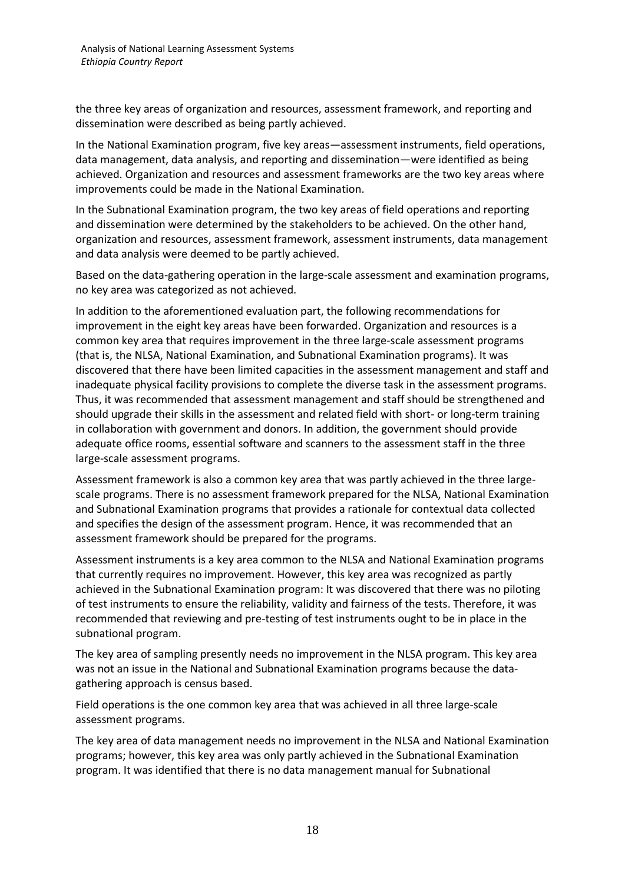the three key areas of organization and resources, assessment framework, and reporting and dissemination were described as being partly achieved.

In the National Examination program, five key areas—assessment instruments, field operations, data management, data analysis, and reporting and dissemination—were identified as being achieved. Organization and resources and assessment frameworks are the two key areas where improvements could be made in the National Examination.

In the Subnational Examination program, the two key areas of field operations and reporting and dissemination were determined by the stakeholders to be achieved. On the other hand, organization and resources, assessment framework, assessment instruments, data management and data analysis were deemed to be partly achieved.

Based on the data-gathering operation in the large-scale assessment and examination programs, no key area was categorized as not achieved.

In addition to the aforementioned evaluation part, the following recommendations for improvement in the eight key areas have been forwarded. Organization and resources is a common key area that requires improvement in the three large-scale assessment programs (that is, the NLSA, National Examination, and Subnational Examination programs). It was discovered that there have been limited capacities in the assessment management and staff and inadequate physical facility provisions to complete the diverse task in the assessment programs. Thus, it was recommended that assessment management and staff should be strengthened and should upgrade their skills in the assessment and related field with short- or long-term training in collaboration with government and donors. In addition, the government should provide adequate office rooms, essential software and scanners to the assessment staff in the three large-scale assessment programs.

Assessment framework is also a common key area that was partly achieved in the three large-scale programs. There is no assessment framework prepared for the NLSA, National Examination and Subnational Examination programs that provides a rationale for contextual data collected and specifies the design of the assessment program. Hence, it was recommended that an assessment framework should be prepared for the programs.

Assessment instruments is a key area common to the NLSA and National Examination programs that currently requires no improvement. However, this key area was recognized as partly achieved in the Subnational Examination program: It was discovered that there was no piloting of test instruments to ensure the reliability, validity and fairness of the tests. Therefore, it was recommended that reviewing and pre-testing of test instruments ought to be in place in the subnational program.

The key area of sampling presently needs no improvement in the NLSA program. This key area was not an issue in the National and Subnational Examination programs because the data-gathering approach is census based.

Field operations is the one common key area that was achieved in all three large-scale assessment programs.

The key area of data management needs no improvement in the NLSA and National Examination programs; however, this key area was only partly achieved in the Subnational Examination program. It was identified that there is no data management manual for Subnational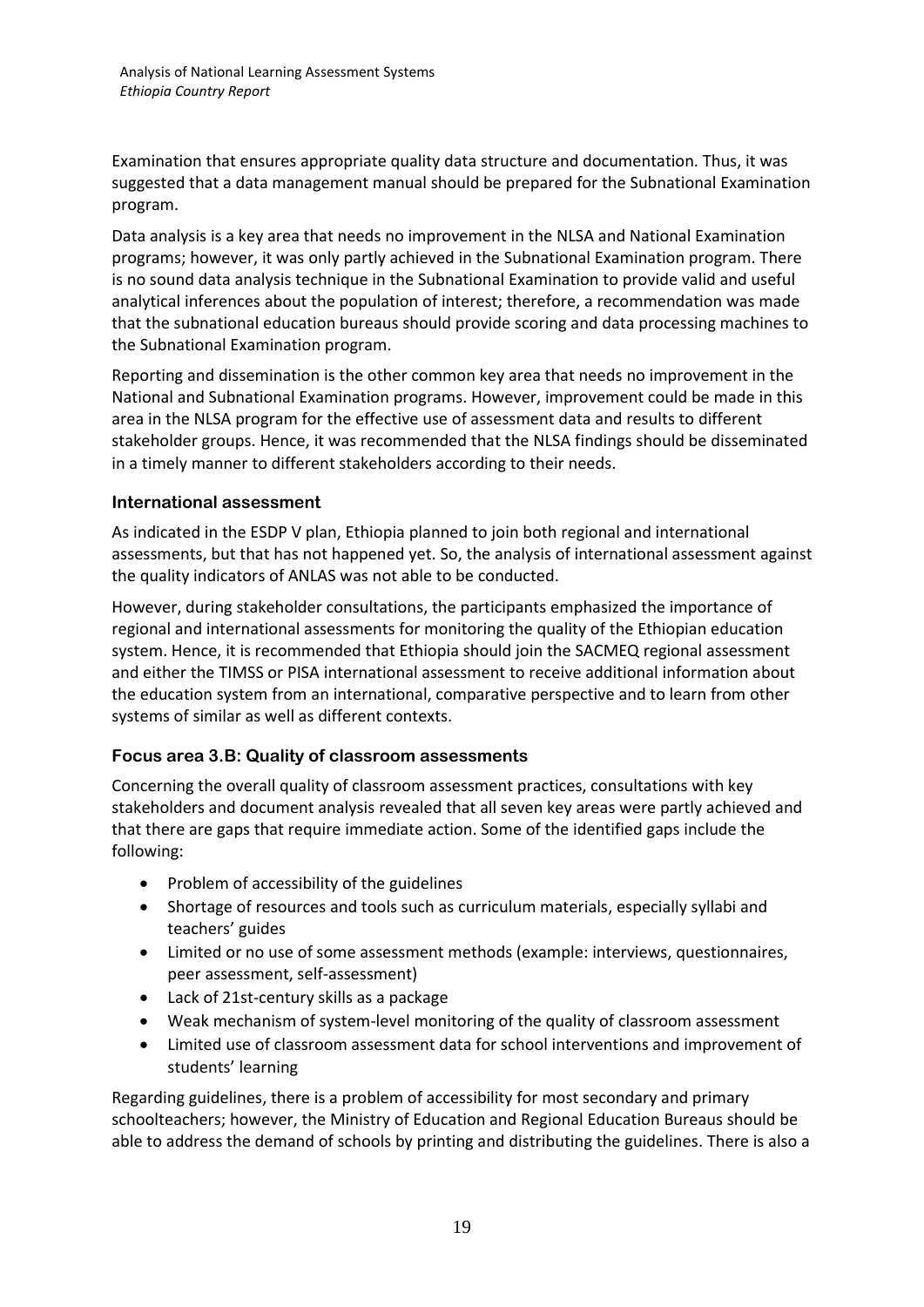Examination that ensures appropriate quality data structure and documentation. Thus, it was suggested that a data management manual should be prepared for the Subnational Examination program.

Data analysis is a key area that needs no improvement in the NLSA and National Examination programs; however, it was only partly achieved in the Subnational Examination program. There is no sound data analysis technique in the Subnational Examination to provide valid and useful analytical inferences about the population of interest; therefore, a recommendation was made that the subnational education bureaus should provide scoring and data processing machines to the Subnational Examination program.

Reporting and dissemination is the other common key area that needs no improvement in the National and Subnational Examination programs. However, improvement could be made in this area in the NLSA program for the effective use of assessment data and results to different stakeholder groups. Hence, it was recommended that the NLSA findings should be disseminated in a timely manner to different stakeholders according to their needs.

### International assessment

As indicated in the ESDP V plan, Ethiopia planned to join both regional and international assessments, but that has not happened yet. So, the analysis of international assessment against the quality indicators of ANLAS was not able to be conducted.

However, during stakeholder consultations, the participants emphasized the importance of regional and international assessments for monitoring the quality of the Ethiopian education system. Hence, it is recommended that Ethiopia should join the SACMEQ regional assessment and either the TIMSS or PISA international assessment to receive additional information about the education system from an international, comparative perspective and to learn from other systems of similar as well as different contexts.

### Focus area 3.B: Quality of classroom assessments

Concerning the overall quality of classroom assessment practices, consultations with key stakeholders and document analysis revealed that all seven key areas were partly achieved and that there are gaps that require immediate action. Some of the identified gaps include the following:

- Problem of accessibility of the guidelines
- Shortage of resources and tools such as curriculum materials, especially syllabi and teachers' guides
- Limited or no use of some assessment methods (example: interviews, questionnaires, peer assessment, self-assessment)
- Lack of 21st-century skills as a package
- Weak mechanism of system-level monitoring of the quality of classroom assessment
- Limited use of classroom assessment data for school interventions and improvement of students' learning

Regarding guidelines, there is a problem of accessibility for most secondary and primary schoolteachers; however, the Ministry of Education and Regional Education Bureaus should be able to address the demand of schools by printing and distributing the guidelines. There is also a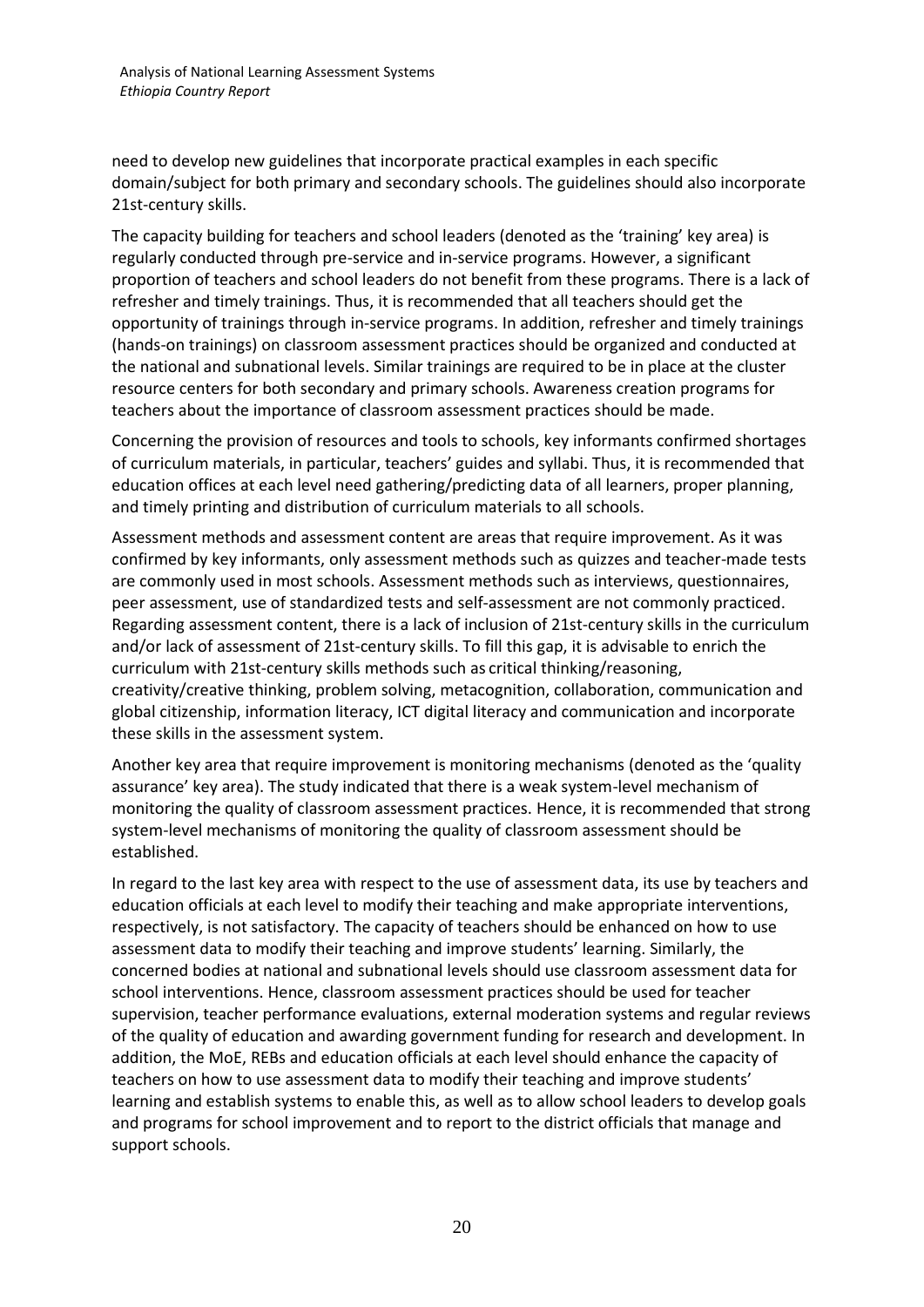need to develop new guidelines that incorporate practical examples in each specific domain/subject for both primary and secondary schools. The guidelines should also incorporate 21st-century skills.

The capacity building for teachers and school leaders (denoted as the 'training' key area) is regularly conducted through pre-service and in-service programs. However, a significant proportion of teachers and school leaders do not benefit from these programs. There is a lack of refresher and timely trainings. Thus, it is recommended that all teachers should get the opportunity of trainings through in-service programs. In addition, refresher and timely trainings (hands-on trainings) on classroom assessment practices should be organized and conducted at the national and subnational levels. Similar trainings are required to be in place at the cluster resource centers for both secondary and primary schools. Awareness creation programs for teachers about the importance of classroom assessment practices should be made.

Concerning the provision of resources and tools to schools, key informants confirmed shortages of curriculum materials, in particular, teachers' guides and syllabi. Thus, it is recommended that education offices at each level need gathering/predicting data of all learners, proper planning, and timely printing and distribution of curriculum materials to all schools.

Assessment methods and assessment content are areas that require improvement. As it was confirmed by key informants, only assessment methods such as quizzes and teacher-made tests are commonly used in most schools. Assessment methods such as interviews, questionnaires, peer assessment, use of standardized tests and self-assessment are not commonly practiced. Regarding assessment content, there is a lack of inclusion of 21st-century skills in the curriculum and/or lack of assessment of 21st-century skills. To fill this gap, it is advisable to enrich the curriculum with 21st-century skills methods such as critical thinking/reasoning, creativity/creative thinking, problem solving, metacognition, collaboration, communication and global citizenship, information literacy, ICT digital literacy and communication and incorporate these skills in the assessment system.

Another key area that require improvement is monitoring mechanisms (denoted as the 'quality assurance' key area). The study indicated that there is a weak system-level mechanism of monitoring the quality of classroom assessment practices. Hence, it is recommended that strong system-level mechanisms of monitoring the quality of classroom assessment should be established.

In regard to the last key area with respect to the use of assessment data, its use by teachers and education officials at each level to modify their teaching and make appropriate interventions, respectively, is not satisfactory. The capacity of teachers should be enhanced on how to use assessment data to modify their teaching and improve students' learning. Similarly, the concerned bodies at national and subnational levels should use classroom assessment data for school interventions. Hence, classroom assessment practices should be used for teacher supervision, teacher performance evaluations, external moderation systems and regular reviews of the quality of education and awarding government funding for research and development. In addition, the MoE, REBs and education officials at each level should enhance the capacity of teachers on how to use assessment data to modify their teaching and improve students' learning and establish systems to enable this, as well as to allow school leaders to develop goals and programs for school improvement and to report to the district officials that manage and support schools.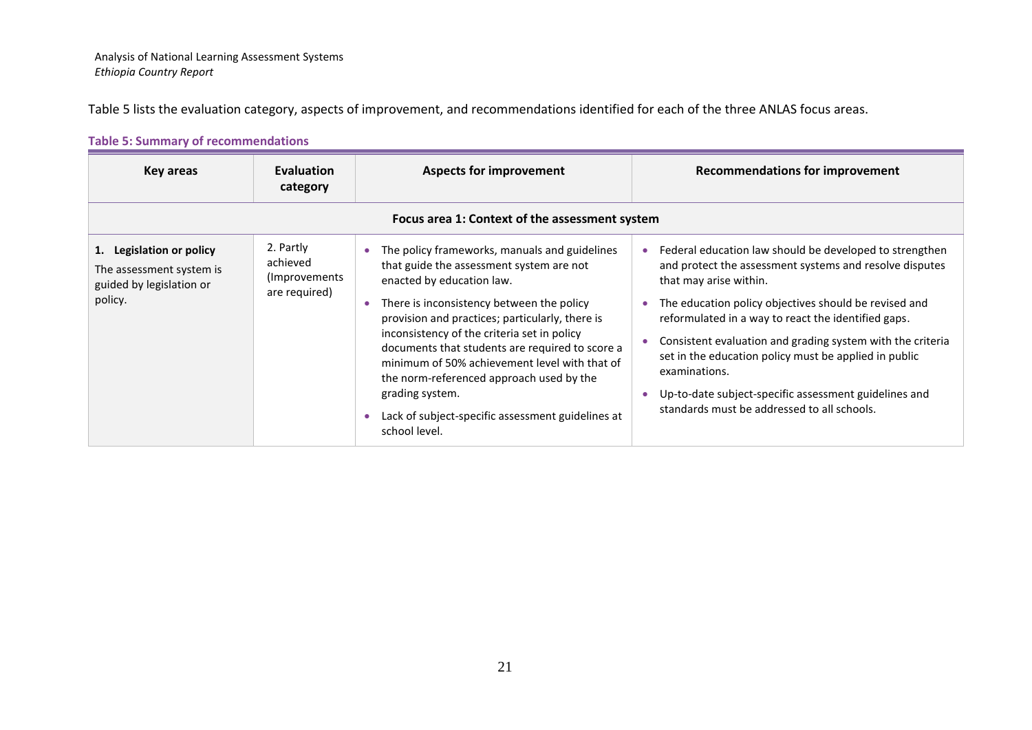Table 5 lists the evaluation category, aspects of improvement, and recommendations identified for each of the three ANLAS focus areas.

**Table 5: Summary of recommendations**

| Key areas | Evaluation category | Aspects for improvement | Recommendations for improvement |
|---|---|---|---|
| **Focus area 1: Context of the assessment system** | | | |
| **1. Legislation or policy** The assessment system is guided by legislation or policy. | 2. Partly achieved (Improvements are required) | • The policy frameworks, manuals and guidelines that guide the assessment system are not enacted by education law. • There is inconsistency between the policy provision and practices; particularly, there is inconsistency of the criteria set in policy documents that students are required to score a minimum of 50% achievement level with that of the norm-referenced approach used by the grading system. • Lack of subject-specific assessment guidelines at school level. | • Federal education law should be developed to strengthen and protect the assessment systems and resolve disputes that may arise within. • The education policy objectives should be revised and reformulated in a way to react the identified gaps. • Consistent evaluation and grading system with the criteria set in the education policy must be applied in public examinations. • Up-to-date subject-specific assessment guidelines and standards must be addressed to all schools. |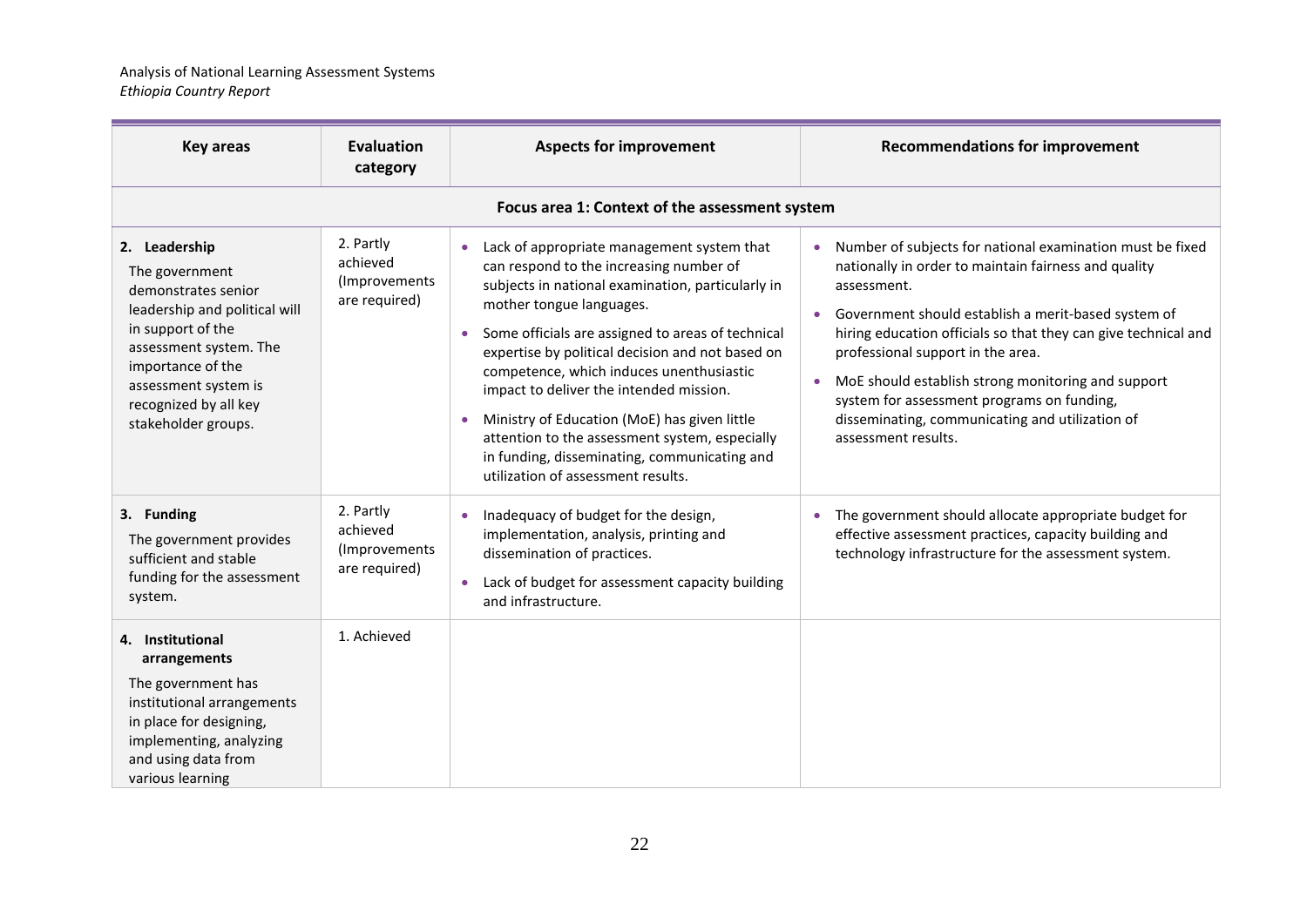| Key areas | Evaluation category | Aspects for improvement | Recommendations for improvement |
|---|---|---|---|
| **Focus area 1: Context of the assessment system** | | | |
| **2. Leadership**<br>The government demonstrates senior leadership and political will in support of the assessment system. The importance of the assessment system is recognized by all key stakeholder groups. | 2. Partly achieved (Improvements are required) | • Lack of appropriate management system that can respond to the increasing number of subjects in national examination, particularly in mother tongue languages.<br>• Some officials are assigned to areas of technical expertise by political decision and not based on competence, which induces unenthusiastic impact to deliver the intended mission.<br>• Ministry of Education (MoE) has given little attention to the assessment system, especially in funding, disseminating, communicating and utilization of assessment results. | • Number of subjects for national examination must be fixed nationally in order to maintain fairness and quality assessment.<br>• Government should establish a merit-based system of hiring education officials so that they can give technical and professional support in the area.<br>• MoE should establish strong monitoring and support system for assessment programs on funding, disseminating, communicating and utilization of assessment results. |
| **3. Funding**<br>The government provides sufficient and stable funding for the assessment system. | 2. Partly achieved (Improvements are required) | • Inadequacy of budget for the design, implementation, analysis, printing and dissemination of practices.<br>• Lack of budget for assessment capacity building and infrastructure. | • The government should allocate appropriate budget for effective assessment practices, capacity building and technology infrastructure for the assessment system. |
| **4. Institutional arrangements**<br>The government has institutional arrangements in place for designing, implementing, analyzing and using data from various learning | 1. Achieved | | |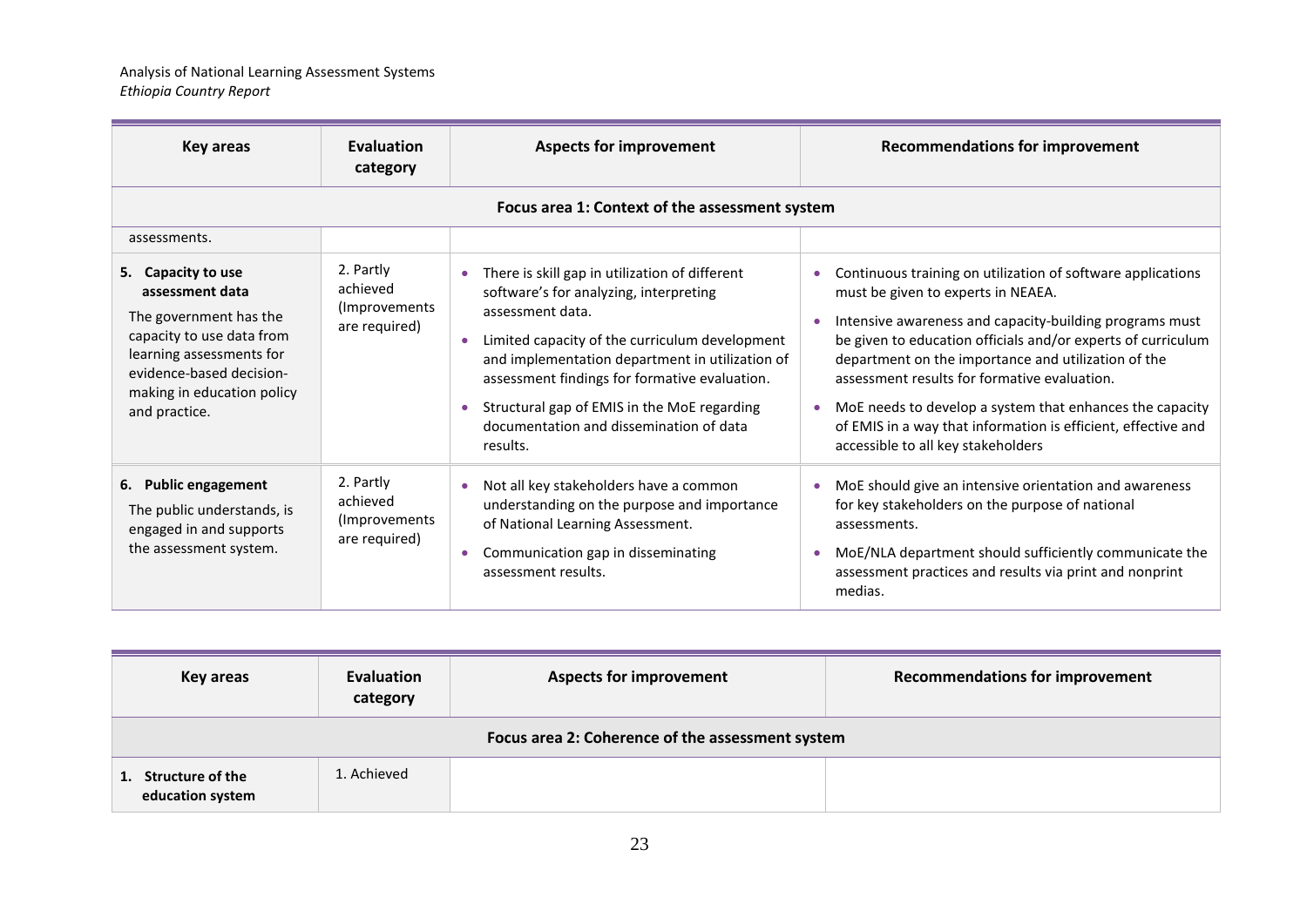| Key areas | Evaluation category | Aspects for improvement | Recommendations for improvement |
|---|---|---|---|
| **Focus area 1: Context of the assessment system** | | | |
| assessments. | | | |
| **5. Capacity to use assessment data**<br>The government has the capacity to use data from learning assessments for evidence-based decision-making in education policy and practice. | 2. Partly achieved (Improvements are required) | • There is skill gap in utilization of different software's for analyzing, interpreting assessment data.<br>• Limited capacity of the curriculum development and implementation department in utilization of assessment findings for formative evaluation.<br>• Structural gap of EMIS in the MoE regarding documentation and dissemination of data results. | • Continuous training on utilization of software applications must be given to experts in NEAEA.<br>• Intensive awareness and capacity-building programs must be given to education officials and/or experts of curriculum department on the importance and utilization of the assessment results for formative evaluation.<br>• MoE needs to develop a system that enhances the capacity of EMIS in a way that information is efficient, effective and accessible to all key stakeholders |
| **6. Public engagement**<br>The public understands, is engaged in and supports the assessment system. | 2. Partly achieved (Improvements are required) | • Not all key stakeholders have a common understanding on the purpose and importance of National Learning Assessment.<br>• Communication gap in disseminating assessment results. | • MoE should give an intensive orientation and awareness for key stakeholders on the purpose of national assessments.<br>• MoE/NLA department should sufficiently communicate the assessment practices and results via print and nonprint medias. |

| Key areas | Evaluation category | Aspects for improvement | Recommendations for improvement |
|---|---|---|---|
| **Focus area 2: Coherence of the assessment system** | | | |
| **1. Structure of the education system** | 1. Achieved | | |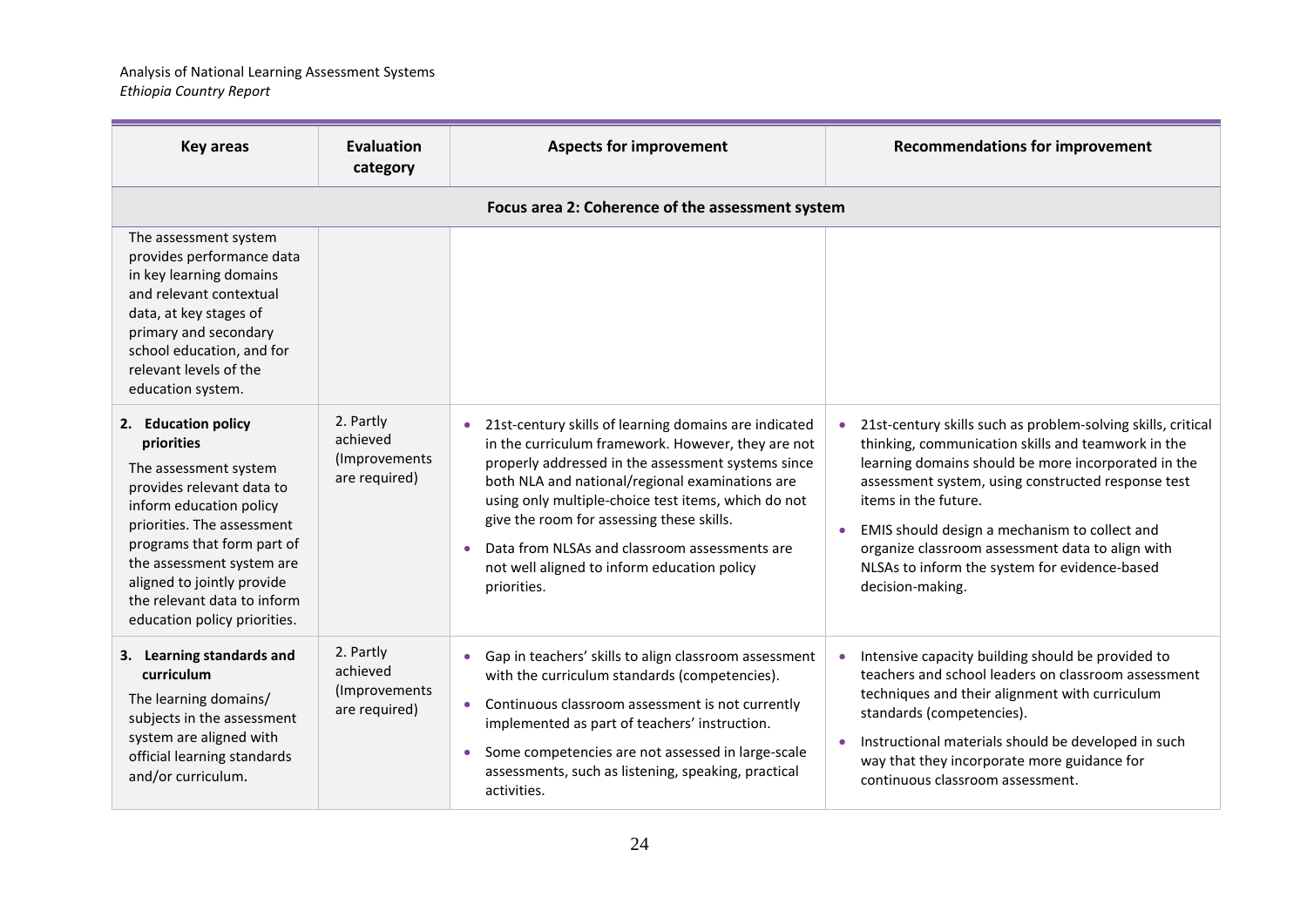| Key areas | Evaluation category | Aspects for improvement | Recommendations for improvement |
|---|---|---|---|
| **Focus area 2: Coherence of the assessment system** | | | |
| The assessment system provides performance data in key learning domains and relevant contextual data, at key stages of primary and secondary school education, and for relevant levels of the education system. | | | |
| **2. Education policy priorities** The assessment system provides relevant data to inform education policy priorities. The assessment programs that form part of the assessment system are aligned to jointly provide the relevant data to inform education policy priorities. | 2. Partly achieved (Improvements are required) | • 21st-century skills of learning domains are indicated in the curriculum framework. However, they are not properly addressed in the assessment systems since both NLA and national/regional examinations are using only multiple-choice test items, which do not give the room for assessing these skills. • Data from NLSAs and classroom assessments are not well aligned to inform education policy priorities. | • 21st-century skills such as problem-solving skills, critical thinking, communication skills and teamwork in the learning domains should be more incorporated in the assessment system, using constructed response test items in the future. • EMIS should design a mechanism to collect and organize classroom assessment data to align with NLSAs to inform the system for evidence-based decision-making. |
| **3. Learning standards and curriculum** The learning domains/ subjects in the assessment system are aligned with official learning standards and/or curriculum. | 2. Partly achieved (Improvements are required) | • Gap in teachers' skills to align classroom assessment with the curriculum standards (competencies). • Continuous classroom assessment is not currently implemented as part of teachers' instruction. • Some competencies are not assessed in large-scale assessments, such as listening, speaking, practical activities. | • Intensive capacity building should be provided to teachers and school leaders on classroom assessment techniques and their alignment with curriculum standards (competencies). • Instructional materials should be developed in such way that they incorporate more guidance for continuous classroom assessment. |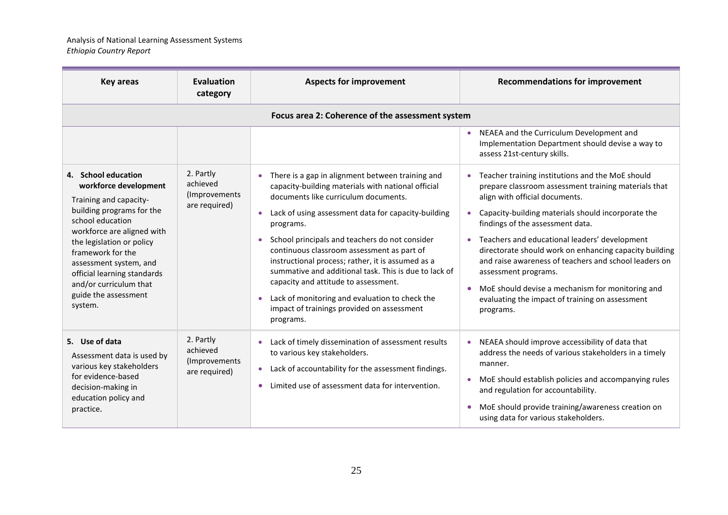| Key areas | Evaluation category | Aspects for improvement | Recommendations for improvement |
|---|---|---|---|
| **Focus area 2: Coherence of the assessment system** | | | |
| | | | • NEAEA and the Curriculum Development and Implementation Department should devise a way to assess 21st-century skills. |
| **4. School education workforce development**<br>Training and capacity-building programs for the school education workforce are aligned with the legislation or policy framework for the assessment system, and official learning standards and/or curriculum that guide the assessment system. | 2. Partly achieved (Improvements are required) | • There is a gap in alignment between training and capacity-building materials with national official documents like curriculum documents.<br>• Lack of using assessment data for capacity-building programs.<br>• School principals and teachers do not consider continuous classroom assessment as part of instructional process; rather, it is assumed as a summative and additional task. This is due to lack of capacity and attitude to assessment.<br>• Lack of monitoring and evaluation to check the impact of trainings provided on assessment programs. | • Teacher training institutions and the MoE should prepare classroom assessment training materials that align with official documents.<br>• Capacity-building materials should incorporate the findings of the assessment data.<br>• Teachers and educational leaders' development directorate should work on enhancing capacity building and raise awareness of teachers and school leaders on assessment programs.<br>• MoE should devise a mechanism for monitoring and evaluating the impact of training on assessment programs. |
| **5. Use of data**<br>Assessment data is used by various key stakeholders for evidence-based decision-making in education policy and practice. | 2. Partly achieved (Improvements are required) | • Lack of timely dissemination of assessment results to various key stakeholders.<br>• Lack of accountability for the assessment findings.<br>• Limited use of assessment data for intervention. | • NEAEA should improve accessibility of data that address the needs of various stakeholders in a timely manner.<br>• MoE should establish policies and accompanying rules and regulation for accountability.<br>• MoE should provide training/awareness creation on using data for various stakeholders. |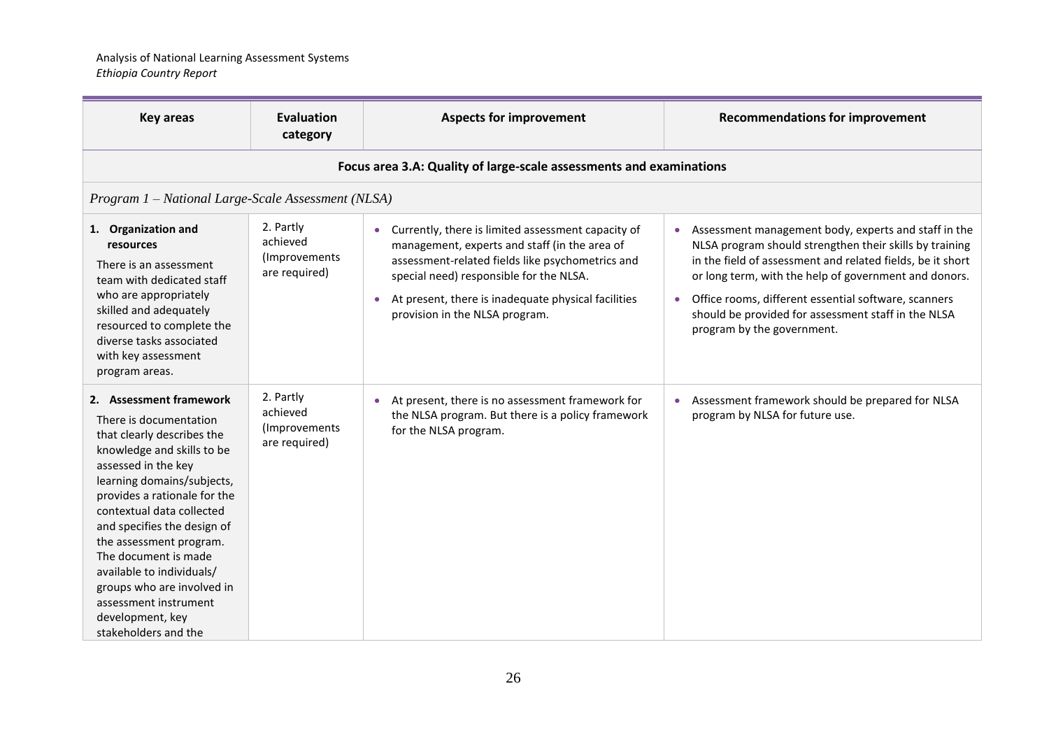| Key areas | Evaluation category | Aspects for improvement | Recommendations for improvement |
|---|---|---|---|
| **Focus area 3.A: Quality of large-scale assessments and examinations** | | | |
| *Program 1 – National Large-Scale Assessment (NLSA)* | | | |
| **1. Organization and resources**<br>There is an assessment team with dedicated staff who are appropriately skilled and adequately resourced to complete the diverse tasks associated with key assessment program areas. | 2. Partly achieved (Improvements are required) | • Currently, there is limited assessment capacity of management, experts and staff (in the area of assessment-related fields like psychometrics and special need) responsible for the NLSA.<br>• At present, there is inadequate physical facilities provision in the NLSA program. | • Assessment management body, experts and staff in the NLSA program should strengthen their skills by training in the field of assessment and related fields, be it short or long term, with the help of government and donors.<br>• Office rooms, different essential software, scanners should be provided for assessment staff in the NLSA program by the government. |
| **2. Assessment framework**<br>There is documentation that clearly describes the knowledge and skills to be assessed in the key learning domains/subjects, provides a rationale for the contextual data collected and specifies the design of the assessment program. The document is made available to individuals/ groups who are involved in assessment instrument development, key stakeholders and the | 2. Partly achieved (Improvements are required) | • At present, there is no assessment framework for the NLSA program. But there is a policy framework for the NLSA program. | • Assessment framework should be prepared for NLSA program by NLSA for future use. |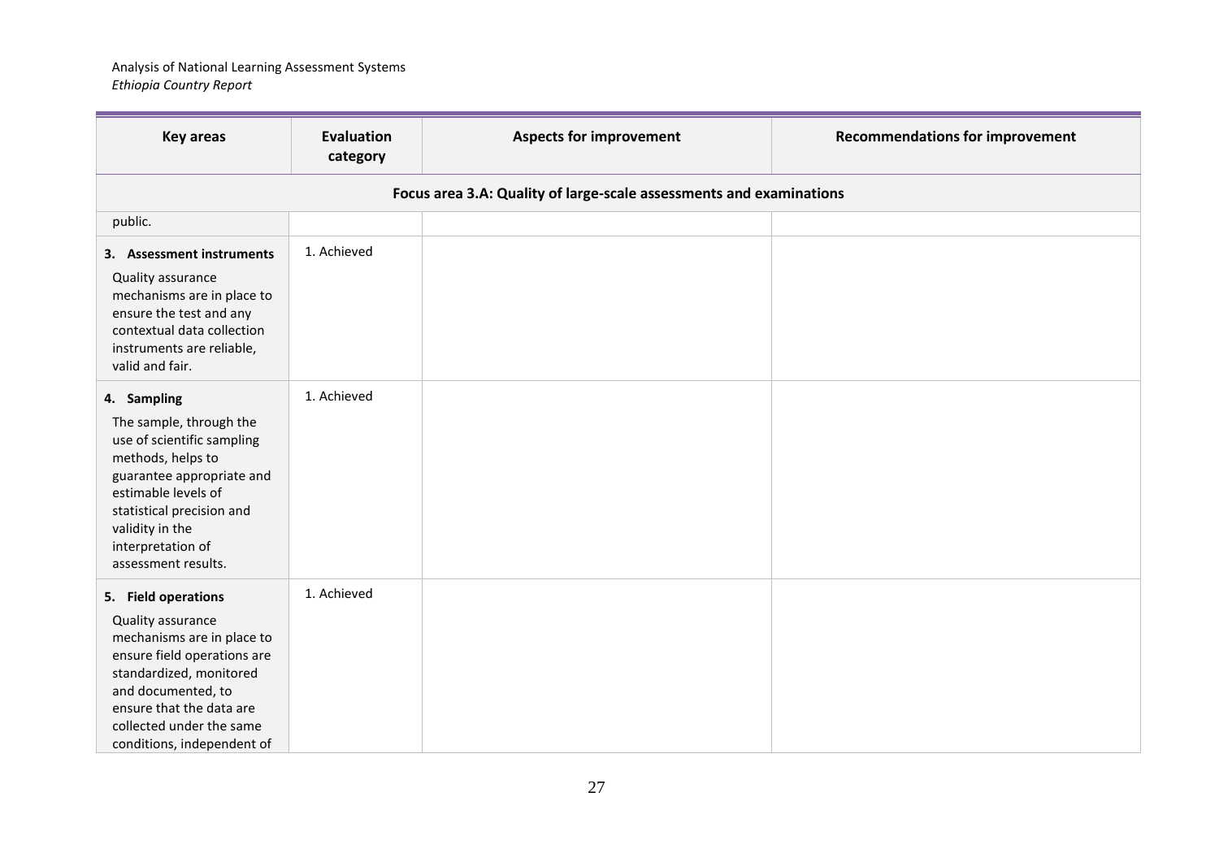| Key areas | Evaluation category | Aspects for improvement | Recommendations for improvement |
|---|---|---|---|
| **Focus area 3.A: Quality of large-scale assessments and examinations** | | | |
| public. | | | |
| **3. Assessment instruments** Quality assurance mechanisms are in place to ensure the test and any contextual data collection instruments are reliable, valid and fair. | 1. Achieved | | |
| **4. Sampling** The sample, through the use of scientific sampling methods, helps to guarantee appropriate and estimable levels of statistical precision and validity in the interpretation of assessment results. | 1. Achieved | | |
| **5. Field operations** Quality assurance mechanisms are in place to ensure field operations are standardized, monitored and documented, to ensure that the data are collected under the same conditions, independent of | 1. Achieved | | |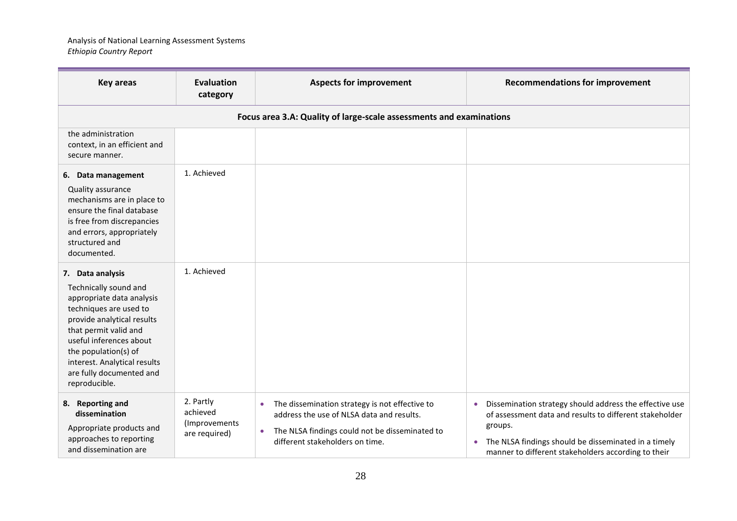| Key areas | Evaluation category | Aspects for improvement | Recommendations for improvement |
|---|---|---|---|
| **Focus area 3.A: Quality of large-scale assessments and examinations** | | | |
| the administration context, in an efficient and secure manner. | | | |
| **6. Data management** Quality assurance mechanisms are in place to ensure the final database is free from discrepancies and errors, appropriately structured and documented. | 1. Achieved | | |
| **7. Data analysis** Technically sound and appropriate data analysis techniques are used to provide analytical results that permit valid and useful inferences about the population(s) of interest. Analytical results are fully documented and reproducible. | 1. Achieved | | |
| **8. Reporting and dissemination** Appropriate products and approaches to reporting and dissemination are | 2. Partly achieved (Improvements are required) | • The dissemination strategy is not effective to address the use of NLSA data and results. • The NLSA findings could not be disseminated to different stakeholders on time. | • Dissemination strategy should address the effective use of assessment data and results to different stakeholder groups. • The NLSA findings should be disseminated in a timely manner to different stakeholders according to their |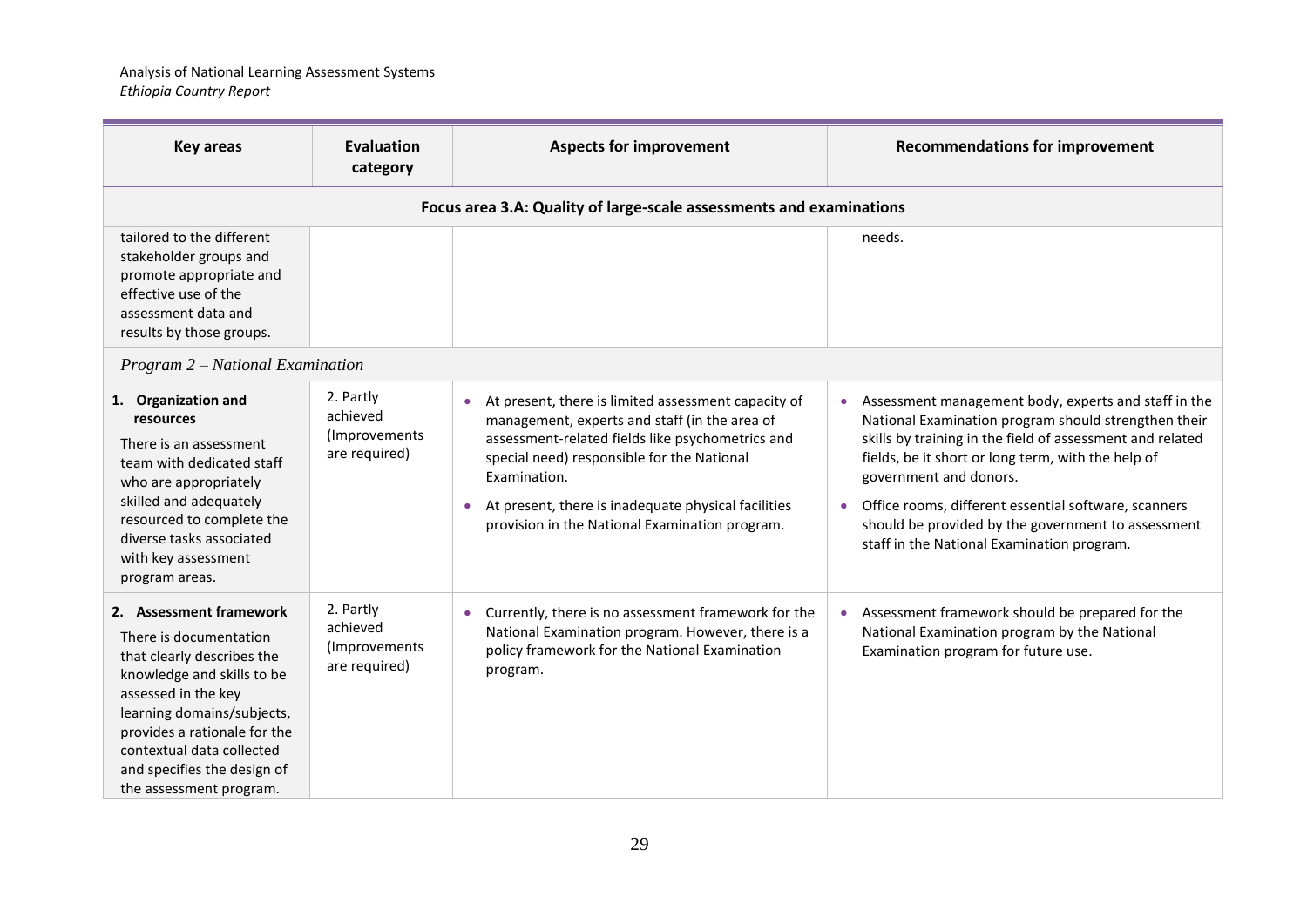| Key areas | Evaluation category | Aspects for improvement | Recommendations for improvement |
|---|---|---|---|
| **Focus area 3.A: Quality of large-scale assessments and examinations** | | | |
| tailored to the different stakeholder groups and promote appropriate and effective use of the assessment data and results by those groups. | | | needs. |
| *Program 2 – National Examination* | | | |
| **1. Organization and resources** There is an assessment team with dedicated staff who are appropriately skilled and adequately resourced to complete the diverse tasks associated with key assessment program areas. | 2. Partly achieved (Improvements are required) | • At present, there is limited assessment capacity of management, experts and staff (in the area of assessment-related fields like psychometrics and special need) responsible for the National Examination. • At present, there is inadequate physical facilities provision in the National Examination program. | • Assessment management body, experts and staff in the National Examination program should strengthen their skills by training in the field of assessment and related fields, be it short or long term, with the help of government and donors. • Office rooms, different essential software, scanners should be provided by the government to assessment staff in the National Examination program. |
| **2. Assessment framework** There is documentation that clearly describes the knowledge and skills to be assessed in the key learning domains/subjects, provides a rationale for the contextual data collected and specifies the design of the assessment program. | 2. Partly achieved (Improvements are required) | • Currently, there is no assessment framework for the National Examination program. However, there is a policy framework for the National Examination program. | • Assessment framework should be prepared for the National Examination program by the National Examination program for future use. |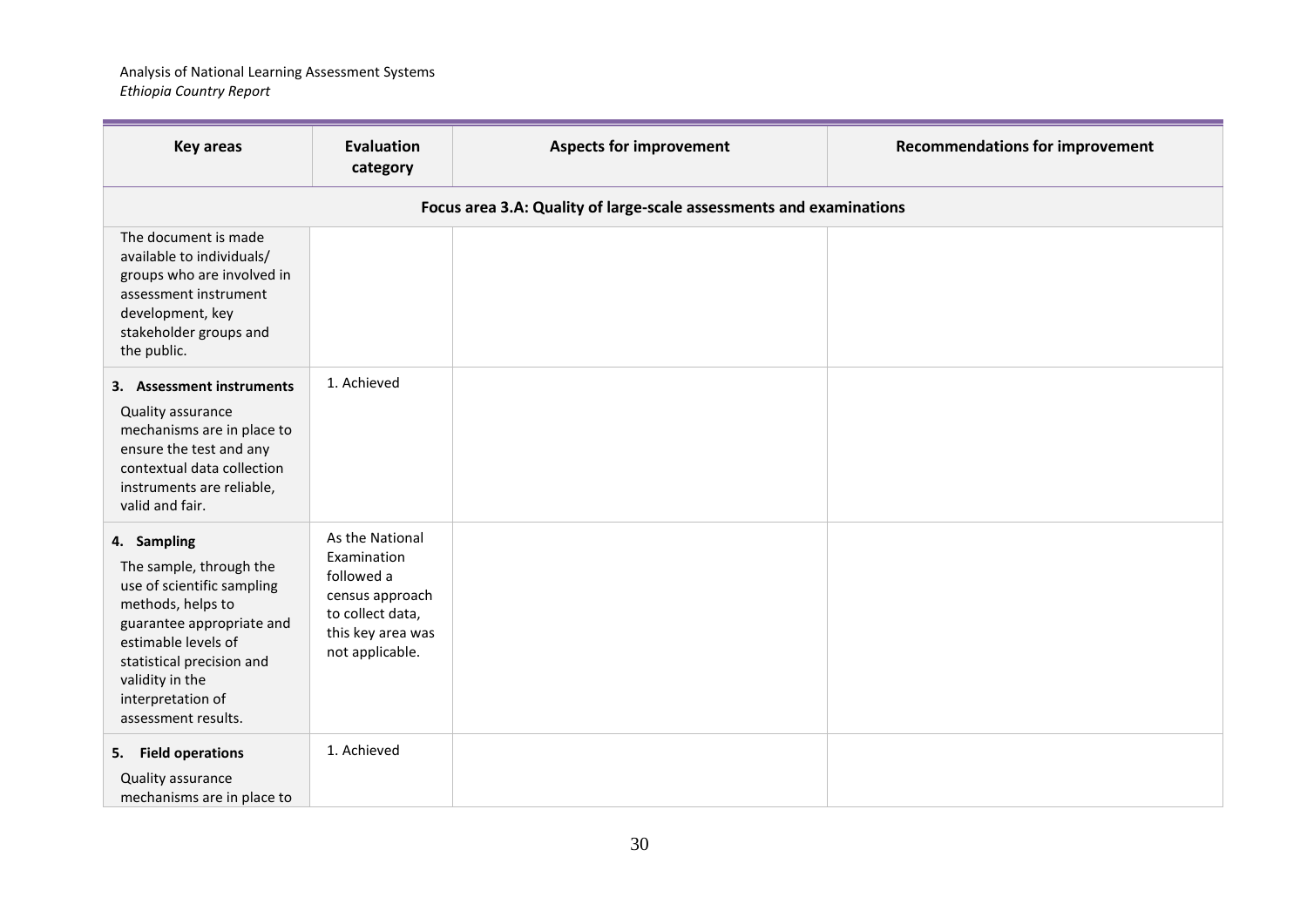| Key areas | Evaluation category | Aspects for improvement | Recommendations for improvement |
|---|---|---|---|
| **Focus area 3.A: Quality of large-scale assessments and examinations** | | | |
| The document is made available to individuals/ groups who are involved in assessment instrument development, key stakeholder groups and the public. | | | |
| **3. Assessment instruments** Quality assurance mechanisms are in place to ensure the test and any contextual data collection instruments are reliable, valid and fair. | 1. Achieved | | |
| **4. Sampling** The sample, through the use of scientific sampling methods, helps to guarantee appropriate and estimable levels of statistical precision and validity in the interpretation of assessment results. | As the National Examination followed a census approach to collect data, this key area was not applicable. | | |
| **5. Field operations** Quality assurance mechanisms are in place to | 1. Achieved | | |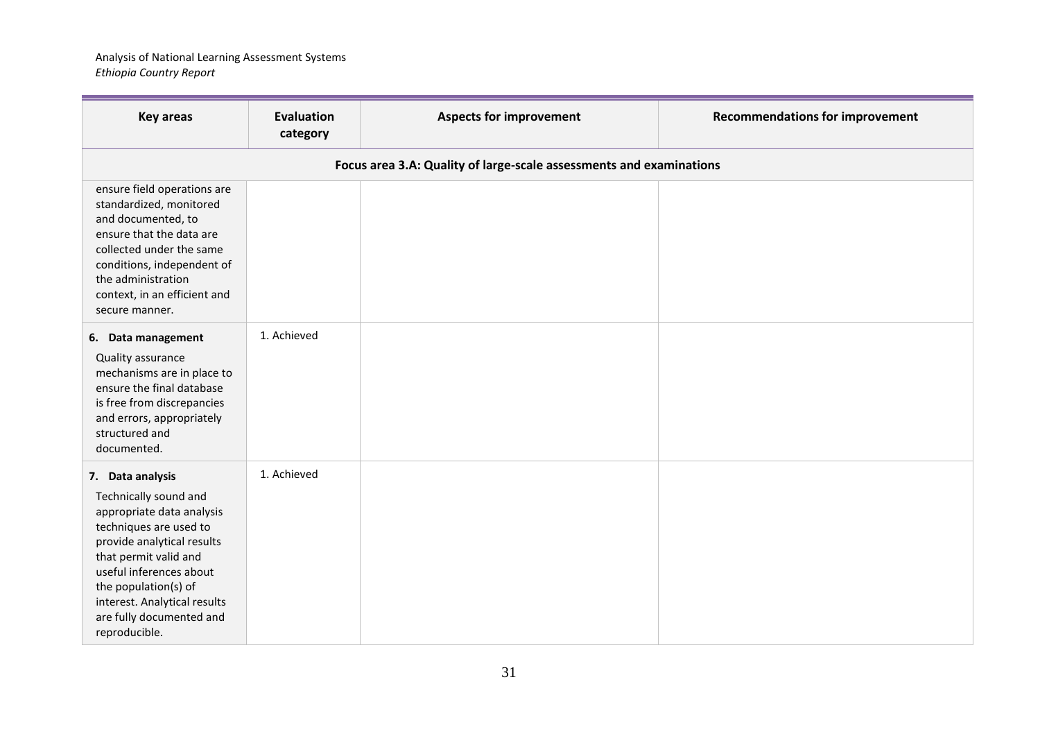| Key areas | Evaluation category | Aspects for improvement | Recommendations for improvement |
|---|---|---|---|
| **Focus area 3.A: Quality of large-scale assessments and examinations** | | | |
| ensure field operations are standardized, monitored and documented, to ensure that the data are collected under the same conditions, independent of the administration context, in an efficient and secure manner. | | | |
| **6. Data management** Quality assurance mechanisms are in place to ensure the final database is free from discrepancies and errors, appropriately structured and documented. | 1. Achieved | | |
| **7. Data analysis** Technically sound and appropriate data analysis techniques are used to provide analytical results that permit valid and useful inferences about the population(s) of interest. Analytical results are fully documented and reproducible. | 1. Achieved | | |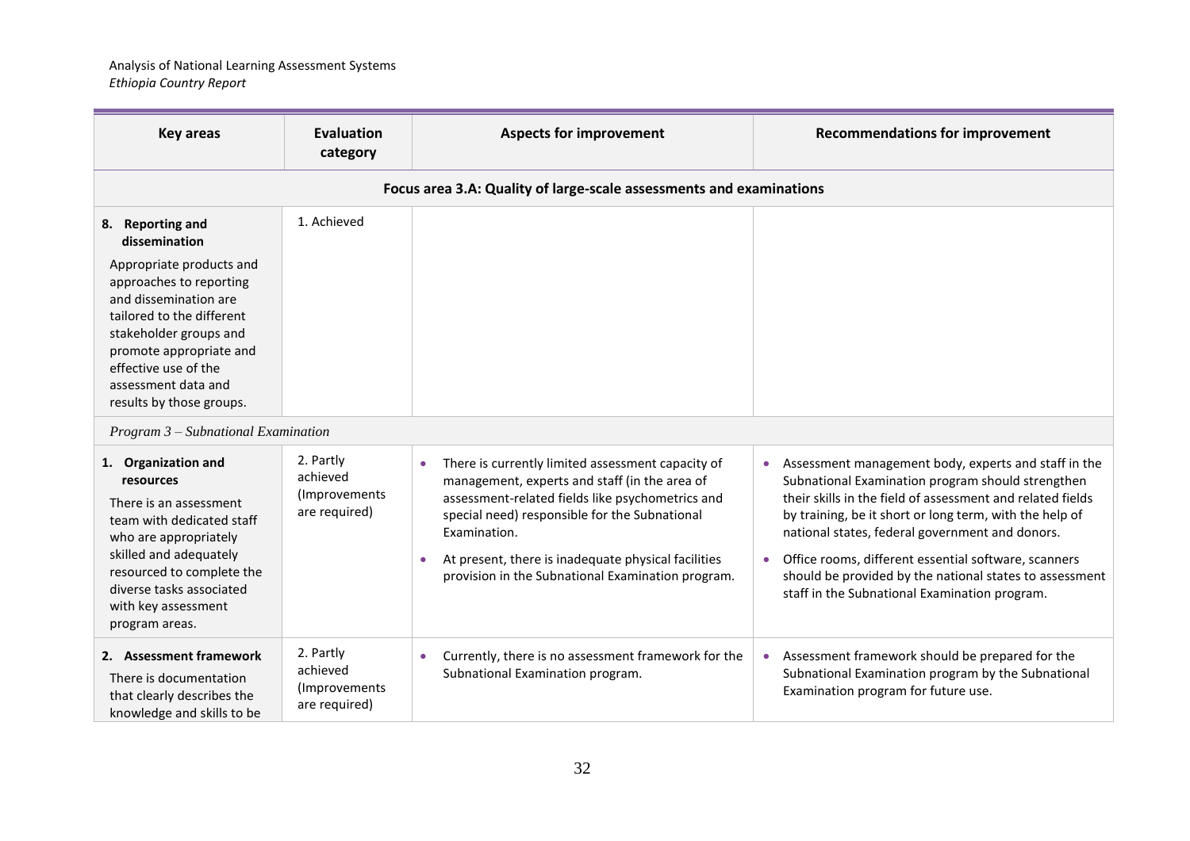| Key areas | Evaluation category | Aspects for improvement | Recommendations for improvement |
|---|---|---|---|
| **Focus area 3.A: Quality of large-scale assessments and examinations** | | | |
| **8. Reporting and dissemination** Appropriate products and approaches to reporting and dissemination are tailored to the different stakeholder groups and promote appropriate and effective use of the assessment data and results by those groups. | 1. Achieved | | |
| *Program 3 – Subnational Examination* | | | |
| **1. Organization and resources** There is an assessment team with dedicated staff who are appropriately skilled and adequately resourced to complete the diverse tasks associated with key assessment program areas. | 2. Partly achieved (Improvements are required) | • There is currently limited assessment capacity of management, experts and staff (in the area of assessment-related fields like psychometrics and special need) responsible for the Subnational Examination. <br> • At present, there is inadequate physical facilities provision in the Subnational Examination program. | • Assessment management body, experts and staff in the Subnational Examination program should strengthen their skills in the field of assessment and related fields by training, be it short or long term, with the help of national states, federal government and donors. <br> • Office rooms, different essential software, scanners should be provided by the national states to assessment staff in the Subnational Examination program. |
| **2. Assessment framework** There is documentation that clearly describes the knowledge and skills to be | 2. Partly achieved (Improvements are required) | • Currently, there is no assessment framework for the Subnational Examination program. | • Assessment framework should be prepared for the Subnational Examination program by the Subnational Examination program for future use. |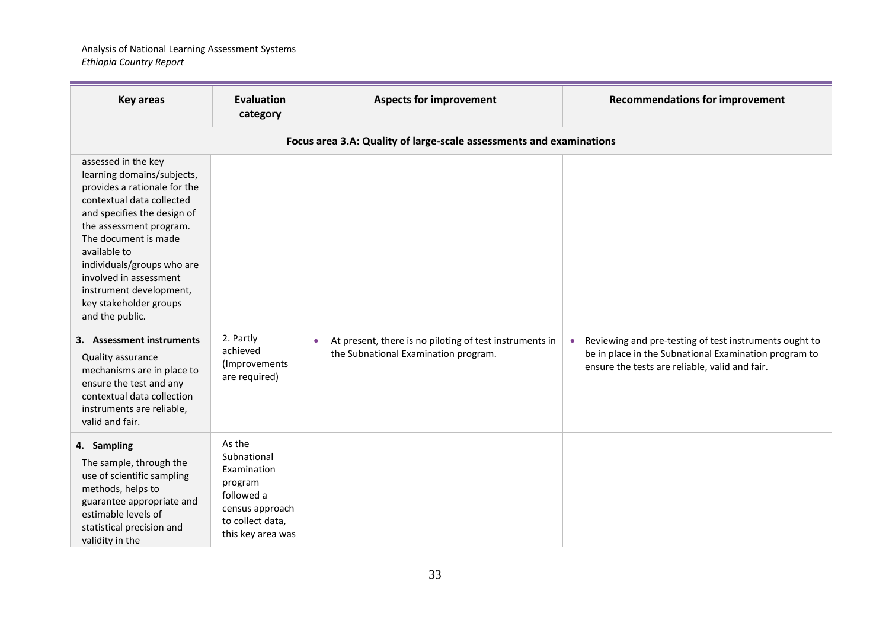| Key areas | Evaluation category | Aspects for improvement | Recommendations for improvement |
|---|---|---|---|
| **Focus area 3.A: Quality of large-scale assessments and examinations** | | | |
| assessed in the key learning domains/subjects, provides a rationale for the contextual data collected and specifies the design of the assessment program. The document is made available to individuals/groups who are involved in assessment instrument development, key stakeholder groups and the public. | | | |
| **3. Assessment instruments** Quality assurance mechanisms are in place to ensure the test and any contextual data collection instruments are reliable, valid and fair. | 2. Partly achieved (Improvements are required) | • At present, there is no piloting of test instruments in the Subnational Examination program. | • Reviewing and pre-testing of test instruments ought to be in place in the Subnational Examination program to ensure the tests are reliable, valid and fair. |
| **4. Sampling** The sample, through the use of scientific sampling methods, helps to guarantee appropriate and estimable levels of statistical precision and validity in the | As the Subnational Examination program followed a census approach to collect data, this key area was | | |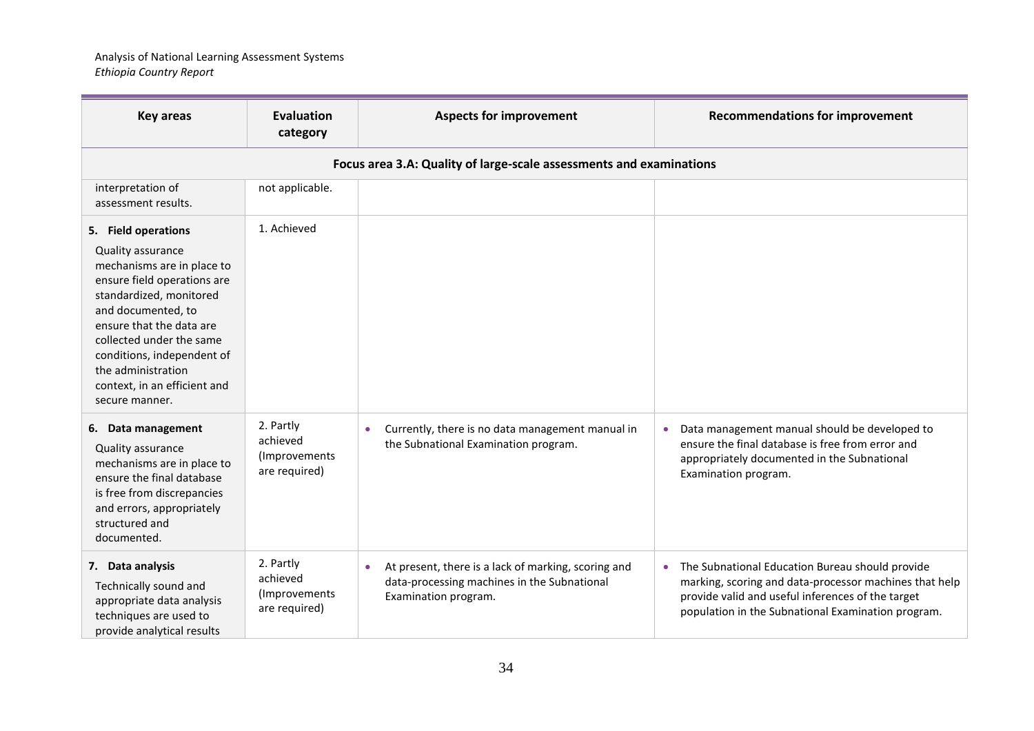| Key areas | Evaluation category | Aspects for improvement | Recommendations for improvement |
|---|---|---|---|
| **Focus area 3.A: Quality of large-scale assessments and examinations** | | | |
| interpretation of assessment results. | not applicable. | | |
| **5. Field operations** Quality assurance mechanisms are in place to ensure field operations are standardized, monitored and documented, to ensure that the data are collected under the same conditions, independent of the administration context, in an efficient and secure manner. | 1. Achieved | | |
| **6. Data management** Quality assurance mechanisms are in place to ensure the final database is free from discrepancies and errors, appropriately structured and documented. | 2. Partly achieved (Improvements are required) | • Currently, there is no data management manual in the Subnational Examination program. | • Data management manual should be developed to ensure the final database is free from error and appropriately documented in the Subnational Examination program. |
| **7. Data analysis** Technically sound and appropriate data analysis techniques are used to provide analytical results | 2. Partly achieved (Improvements are required) | • At present, there is a lack of marking, scoring and data-processing machines in the Subnational Examination program. | • The Subnational Education Bureau should provide marking, scoring and data-processor machines that help provide valid and useful inferences of the target population in the Subnational Examination program. |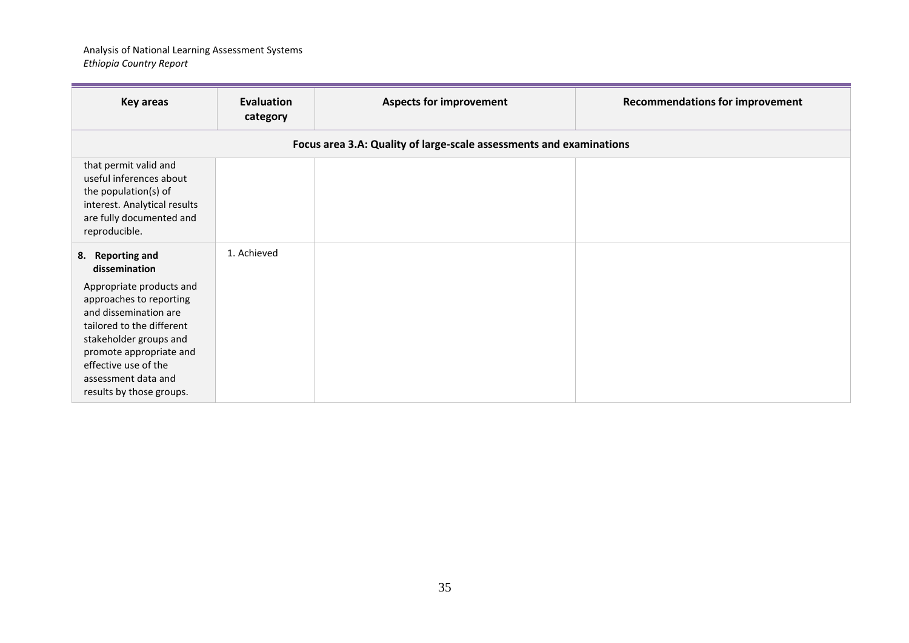| Key areas | Evaluation category | Aspects for improvement | Recommendations for improvement |
|---|---|---|---|
| **Focus area 3.A: Quality of large-scale assessments and examinations** | | | |
| that permit valid and useful inferences about the population(s) of interest. Analytical results are fully documented and reproducible. | | | |
| **8. Reporting and dissemination** Appropriate products and approaches to reporting and dissemination are tailored to the different stakeholder groups and promote appropriate and effective use of the assessment data and results by those groups. | 1. Achieved | | |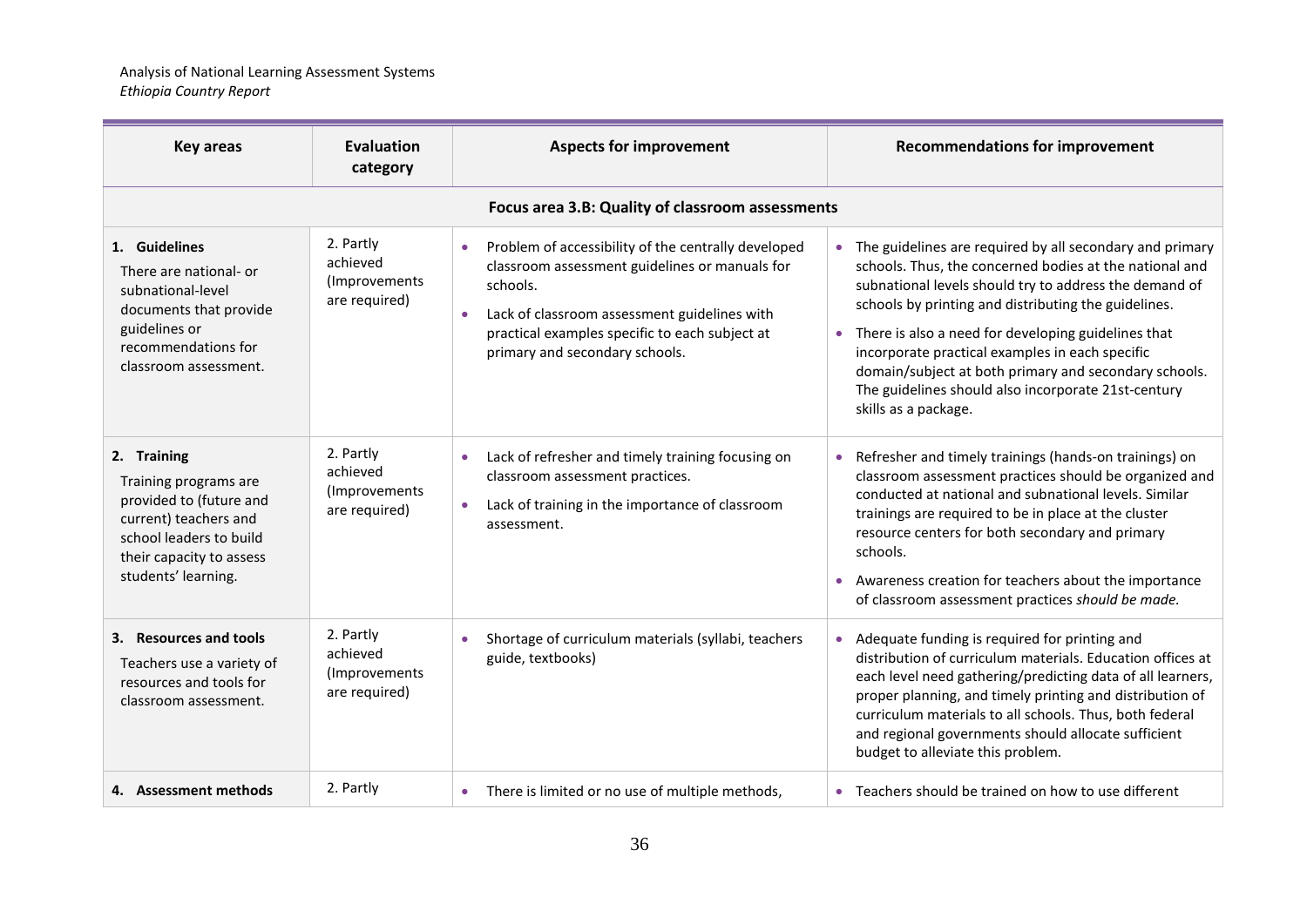| Key areas | Evaluation category | Aspects for improvement | Recommendations for improvement |
|---|---|---|---|
| **Focus area 3.B: Quality of classroom assessments** | | | |
| **1. Guidelines**<br>There are national- or subnational-level documents that provide guidelines or recommendations for classroom assessment. | 2. Partly achieved (Improvements are required) | • Problem of accessibility of the centrally developed classroom assessment guidelines or manuals for schools.<br>• Lack of classroom assessment guidelines with practical examples specific to each subject at primary and secondary schools. | • The guidelines are required by all secondary and primary schools. Thus, the concerned bodies at the national and subnational levels should try to address the demand of schools by printing and distributing the guidelines.<br>• There is also a need for developing guidelines that incorporate practical examples in each specific domain/subject at both primary and secondary schools. The guidelines should also incorporate 21st-century skills as a package. |
| **2. Training**<br>Training programs are provided to (future and current) teachers and school leaders to build their capacity to assess students' learning. | 2. Partly achieved (Improvements are required) | • Lack of refresher and timely training focusing on classroom assessment practices.<br>• Lack of training in the importance of classroom assessment. | • Refresher and timely trainings (hands-on trainings) on classroom assessment practices should be organized and conducted at national and subnational levels. Similar trainings are required to be in place at the cluster resource centers for both secondary and primary schools.<br>• Awareness creation for teachers about the importance of classroom assessment practices *should be made.* |
| **3. Resources and tools**<br>Teachers use a variety of resources and tools for classroom assessment. | 2. Partly achieved (Improvements are required) | • Shortage of curriculum materials (syllabi, teachers guide, textbooks) | • Adequate funding is required for printing and distribution of curriculum materials. Education offices at each level need gathering/predicting data of all learners, proper planning, and timely printing and distribution of curriculum materials to all schools. Thus, both federal and regional governments should allocate sufficient budget to alleviate this problem. |
| **4. Assessment methods** | 2. Partly | • There is limited or no use of multiple methods, | • Teachers should be trained on how to use different |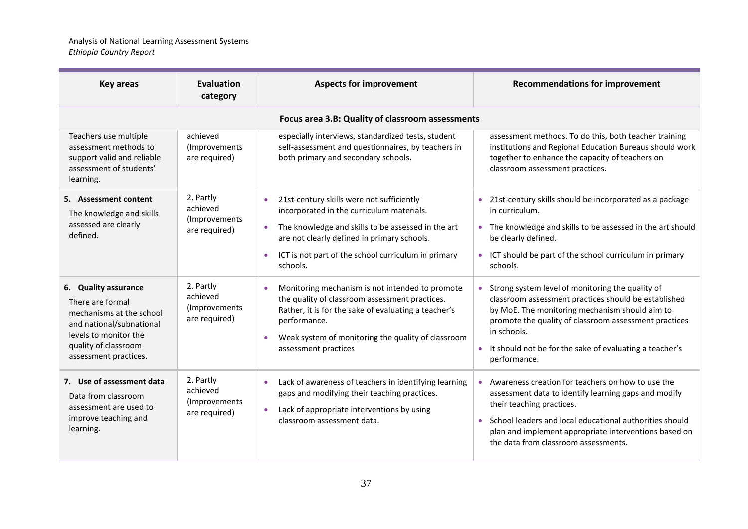| Key areas | Evaluation category | Aspects for improvement | Recommendations for improvement |
|---|---|---|---|
| **Focus area 3.B: Quality of classroom assessments** | | | |
| Teachers use multiple assessment methods to support valid and reliable assessment of students' learning. | achieved (Improvements are required) | especially interviews, standardized tests, student self-assessment and questionnaires, by teachers in both primary and secondary schools. | assessment methods. To do this, both teacher training institutions and Regional Education Bureaus should work together to enhance the capacity of teachers on classroom assessment practices. |
| **5. Assessment content** The knowledge and skills assessed are clearly defined. | 2. Partly achieved (Improvements are required) | • 21st-century skills were not sufficiently incorporated in the curriculum materials. • The knowledge and skills to be assessed in the art are not clearly defined in primary schools. • ICT is not part of the school curriculum in primary schools. | • 21st-century skills should be incorporated as a package in curriculum. • The knowledge and skills to be assessed in the art should be clearly defined. • ICT should be part of the school curriculum in primary schools. |
| **6. Quality assurance** There are formal mechanisms at the school and national/subnational levels to monitor the quality of classroom assessment practices. | 2. Partly achieved (Improvements are required) | • Monitoring mechanism is not intended to promote the quality of classroom assessment practices. Rather, it is for the sake of evaluating a teacher's performance. • Weak system of monitoring the quality of classroom assessment practices | • Strong system level of monitoring the quality of classroom assessment practices should be established by MoE. The monitoring mechanism should aim to promote the quality of classroom assessment practices in schools. • It should not be for the sake of evaluating a teacher's performance. |
| **7. Use of assessment data** Data from classroom assessment are used to improve teaching and learning. | 2. Partly achieved (Improvements are required) | • Lack of awareness of teachers in identifying learning gaps and modifying their teaching practices. • Lack of appropriate interventions by using classroom assessment data. | • Awareness creation for teachers on how to use the assessment data to identify learning gaps and modify their teaching practices. • School leaders and local educational authorities should plan and implement appropriate interventions based on the data from classroom assessments. |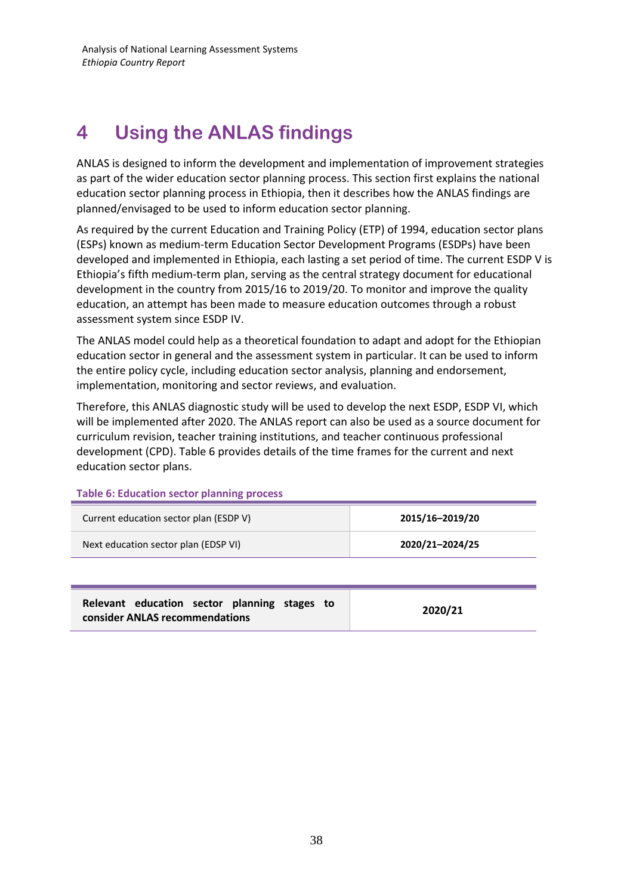# 4 Using the ANLAS findings

ANLAS is designed to inform the development and implementation of improvement strategies as part of the wider education sector planning process. This section first explains the national education sector planning process in Ethiopia, then it describes how the ANLAS findings are planned/envisaged to be used to inform education sector planning.

As required by the current Education and Training Policy (ETP) of 1994, education sector plans (ESPs) known as medium-term Education Sector Development Programs (ESDPs) have been developed and implemented in Ethiopia, each lasting a set period of time. The current ESDP V is Ethiopia's fifth medium-term plan, serving as the central strategy document for educational development in the country from 2015/16 to 2019/20. To monitor and improve the quality education, an attempt has been made to measure education outcomes through a robust assessment system since ESDP IV.

The ANLAS model could help as a theoretical foundation to adapt and adopt for the Ethiopian education sector in general and the assessment system in particular. It can be used to inform the entire policy cycle, including education sector analysis, planning and endorsement, implementation, monitoring and sector reviews, and evaluation.

Therefore, this ANLAS diagnostic study will be used to develop the next ESDP, ESDP VI, which will be implemented after 2020. The ANLAS report can also be used as a source document for curriculum revision, teacher training institutions, and teacher continuous professional development (CPD). Table 6 provides details of the time frames for the current and next education sector plans.

**Table 6: Education sector planning process**

| | |
|---|---|
| Current education sector plan (ESDP V) | **2015/16–2019/20** |
| Next education sector plan (EDSP VI) | **2020/21–2024/25** |
| **Relevant education sector planning stages to consider ANLAS recommendations** | **2020/21** |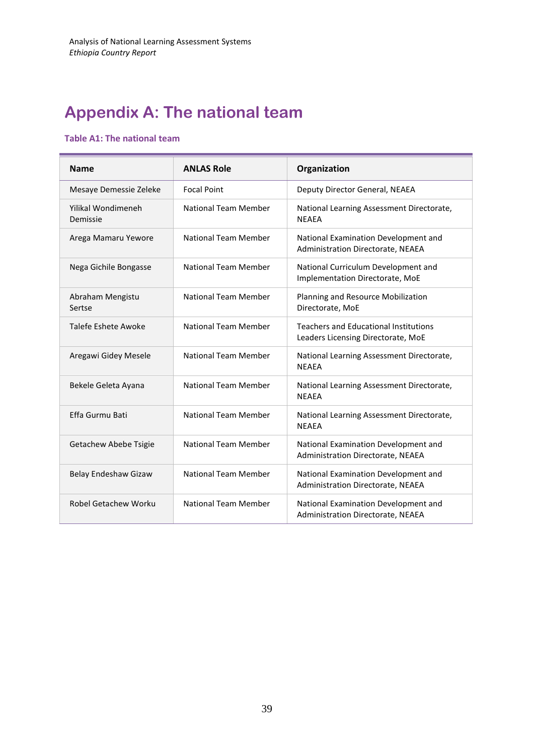# Appendix A: The national team

**Table A1: The national team**

| Name | ANLAS Role | Organization |
|---|---|---|
| Mesaye Demessie Zeleke | Focal Point | Deputy Director General, NEAEA |
| Yilikal Wondimeneh Demissie | National Team Member | National Learning Assessment Directorate, NEAEA |
| Arega Mamaru Yewore | National Team Member | National Examination Development and Administration Directorate, NEAEA |
| Nega Gichile Bongasse | National Team Member | National Curriculum Development and Implementation Directorate, MoE |
| Abraham Mengistu Sertse | National Team Member | Planning and Resource Mobilization Directorate, MoE |
| Talefe Eshete Awoke | National Team Member | Teachers and Educational Institutions Leaders Licensing Directorate, MoE |
| Aregawi Gidey Mesele | National Team Member | National Learning Assessment Directorate, NEAEA |
| Bekele Geleta Ayana | National Team Member | National Learning Assessment Directorate, NEAEA |
| Effa Gurmu Bati | National Team Member | National Learning Assessment Directorate, NEAEA |
| Getachew Abebe Tsigie | National Team Member | National Examination Development and Administration Directorate, NEAEA |
| Belay Endeshaw Gizaw | National Team Member | National Examination Development and Administration Directorate, NEAEA |
| Robel Getachew Worku | National Team Member | National Examination Development and Administration Directorate, NEAEA |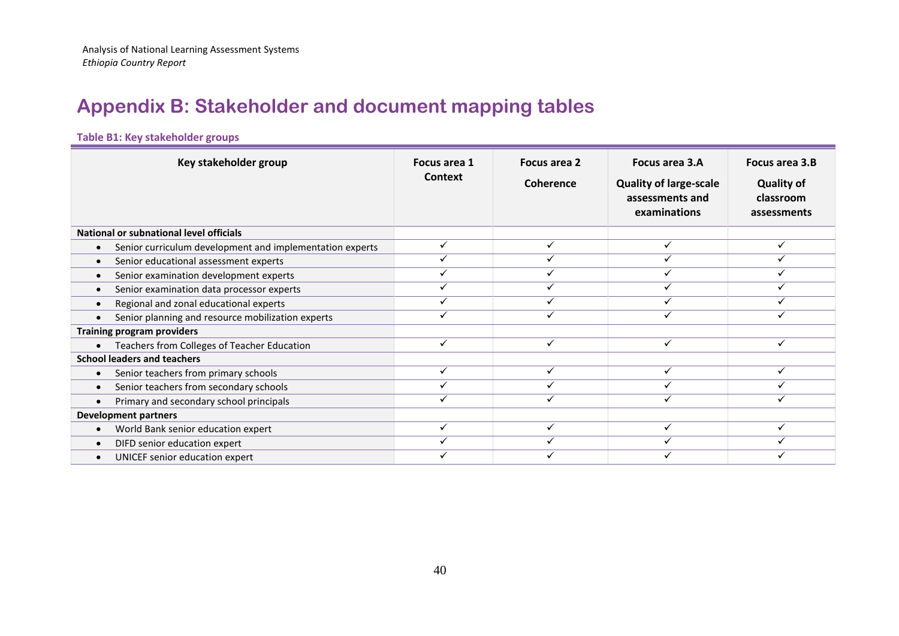# Appendix B: Stakeholder and document mapping tables

**Table B1: Key stakeholder groups**

| Key stakeholder group | Focus area 1 Context | Focus area 2 Coherence | Focus area 3.A Quality of large-scale assessments and examinations | Focus area 3.B Quality of classroom assessments |
|---|---|---|---|---|
| **National or subnational level officials** | | | | |
| • Senior curriculum development and implementation experts | ✓ | ✓ | ✓ | ✓ |
| • Senior educational assessment experts | ✓ | ✓ | ✓ | ✓ |
| • Senior examination development experts | ✓ | ✓ | ✓ | ✓ |
| • Senior examination data processor experts | ✓ | ✓ | ✓ | ✓ |
| • Regional and zonal educational experts | ✓ | ✓ | ✓ | ✓ |
| • Senior planning and resource mobilization experts | ✓ | ✓ | ✓ | ✓ |
| **Training program providers** | | | | |
| • Teachers from Colleges of Teacher Education | ✓ | ✓ | ✓ | ✓ |
| **School leaders and teachers** | | | | |
| • Senior teachers from primary schools | ✓ | ✓ | ✓ | ✓ |
| • Senior teachers from secondary schools | ✓ | ✓ | ✓ | ✓ |
| • Primary and secondary school principals | ✓ | ✓ | ✓ | ✓ |
| **Development partners** | | | | |
| • World Bank senior education expert | ✓ | ✓ | ✓ | ✓ |
| • DIFD senior education expert | ✓ | ✓ | ✓ | ✓ |
| • UNICEF senior education expert | ✓ | ✓ | ✓ | ✓ |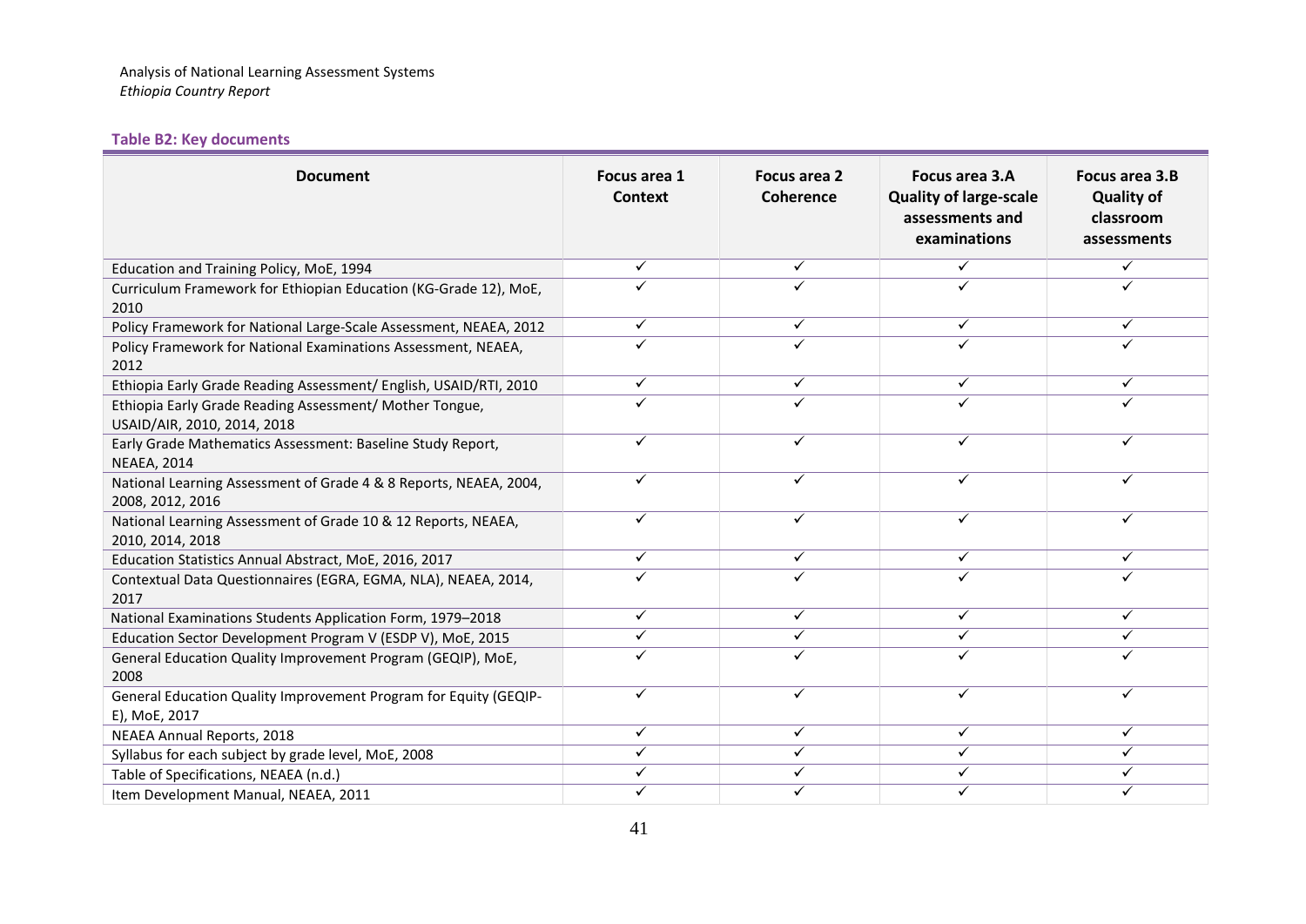**Table B2: Key documents**

| Document | Focus area 1 Context | Focus area 2 Coherence | Focus area 3.A Quality of large-scale assessments and examinations | Focus area 3.B Quality of classroom assessments |
|---|---|---|---|---|
| Education and Training Policy, MoE, 1994 | ✓ | ✓ | ✓ | ✓ |
| Curriculum Framework for Ethiopian Education (KG-Grade 12), MoE, 2010 | ✓ | ✓ | ✓ | ✓ |
| Policy Framework for National Large-Scale Assessment, NEAEA, 2012 | ✓ | ✓ | ✓ | ✓ |
| Policy Framework for National Examinations Assessment, NEAEA, 2012 | ✓ | ✓ | ✓ | ✓ |
| Ethiopia Early Grade Reading Assessment/ English, USAID/RTI, 2010 | ✓ | ✓ | ✓ | ✓ |
| Ethiopia Early Grade Reading Assessment/ Mother Tongue, USAID/AIR, 2010, 2014, 2018 | ✓ | ✓ | ✓ | ✓ |
| Early Grade Mathematics Assessment: Baseline Study Report, NEAEA, 2014 | ✓ | ✓ | ✓ | ✓ |
| National Learning Assessment of Grade 4 & 8 Reports, NEAEA, 2004, 2008, 2012, 2016 | ✓ | ✓ | ✓ | ✓ |
| National Learning Assessment of Grade 10 & 12 Reports, NEAEA, 2010, 2014, 2018 | ✓ | ✓ | ✓ | ✓ |
| Education Statistics Annual Abstract, MoE, 2016, 2017 | ✓ | ✓ | ✓ | ✓ |
| Contextual Data Questionnaires (EGRA, EGMA, NLA), NEAEA, 2014, 2017 | ✓ | ✓ | ✓ | ✓ |
| National Examinations Students Application Form, 1979–2018 | ✓ | ✓ | ✓ | ✓ |
| Education Sector Development Program V (ESDP V), MoE, 2015 | ✓ | ✓ | ✓ | ✓ |
| General Education Quality Improvement Program (GEQIP), MoE, 2008 | ✓ | ✓ | ✓ | ✓ |
| General Education Quality Improvement Program for Equity (GEQIP-E), MoE, 2017 | ✓ | ✓ | ✓ | ✓ |
| NEAEA Annual Reports, 2018 | ✓ | ✓ | ✓ | ✓ |
| Syllabus for each subject by grade level, MoE, 2008 | ✓ | ✓ | ✓ | ✓ |
| Table of Specifications, NEAEA (n.d.) | ✓ | ✓ | ✓ | ✓ |
| Item Development Manual, NEAEA, 2011 | ✓ | ✓ | ✓ | ✓ |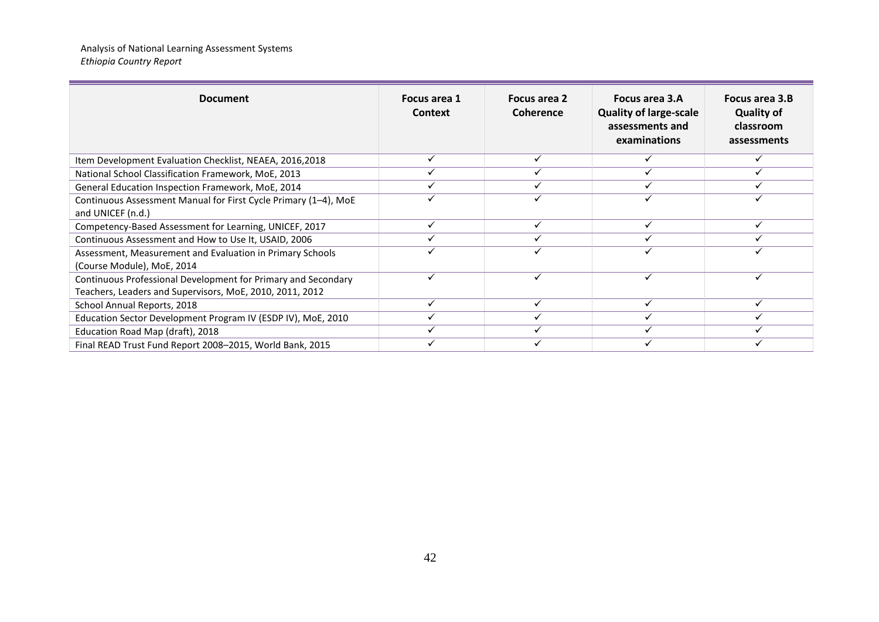| Document | Focus area 1 Context | Focus area 2 Coherence | Focus area 3.A Quality of large-scale assessments and examinations | Focus area 3.B Quality of classroom assessments |
|---|---|---|---|---|
| Item Development Evaluation Checklist, NEAEA, 2016,2018 | ✓ | ✓ | ✓ | ✓ |
| National School Classification Framework, MoE, 2013 | ✓ | ✓ | ✓ | ✓ |
| General Education Inspection Framework, MoE, 2014 | ✓ | ✓ | ✓ | ✓ |
| Continuous Assessment Manual for First Cycle Primary (1–4), MoE and UNICEF (n.d.) | ✓ | ✓ | ✓ | ✓ |
| Competency-Based Assessment for Learning, UNICEF, 2017 | ✓ | ✓ | ✓ | ✓ |
| Continuous Assessment and How to Use It, USAID, 2006 | ✓ | ✓ | ✓ | ✓ |
| Assessment, Measurement and Evaluation in Primary Schools (Course Module), MoE, 2014 | ✓ | ✓ | ✓ | ✓ |
| Continuous Professional Development for Primary and Secondary Teachers, Leaders and Supervisors, MoE, 2010, 2011, 2012 | ✓ | ✓ | ✓ | ✓ |
| School Annual Reports, 2018 | ✓ | ✓ | ✓ | ✓ |
| Education Sector Development Program IV (ESDP IV), MoE, 2010 | ✓ | ✓ | ✓ | ✓ |
| Education Road Map (draft), 2018 | ✓ | ✓ | ✓ | ✓ |
| Final READ Trust Fund Report 2008–2015, World Bank, 2015 | ✓ | ✓ | ✓ | ✓ |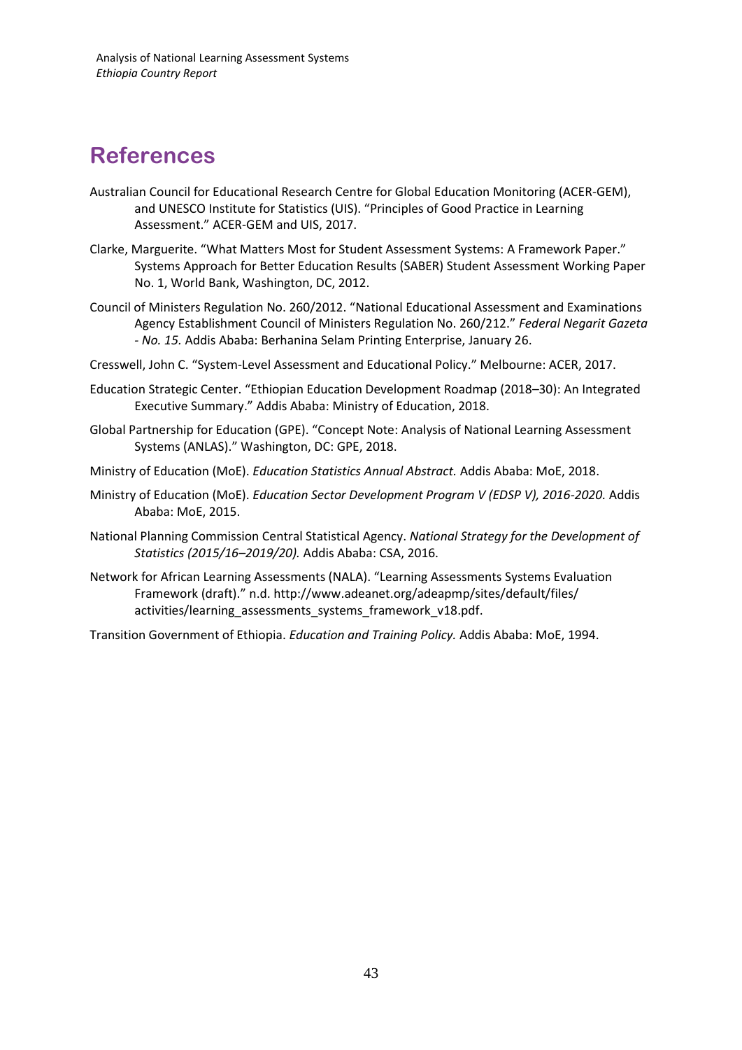# References

Australian Council for Educational Research Centre for Global Education Monitoring (ACER-GEM), and UNESCO Institute for Statistics (UIS). "Principles of Good Practice in Learning Assessment." ACER-GEM and UIS, 2017.

Clarke, Marguerite. "What Matters Most for Student Assessment Systems: A Framework Paper." Systems Approach for Better Education Results (SABER) Student Assessment Working Paper No. 1, World Bank, Washington, DC, 2012.

Council of Ministers Regulation No. 260/2012. "National Educational Assessment and Examinations Agency Establishment Council of Ministers Regulation No. 260/212." *Federal Negarit Gazeta - No. 15.* Addis Ababa: Berhanina Selam Printing Enterprise, January 26.

Cresswell, John C. "System-Level Assessment and Educational Policy." Melbourne: ACER, 2017.

Education Strategic Center. "Ethiopian Education Development Roadmap (2018–30): An Integrated Executive Summary." Addis Ababa: Ministry of Education, 2018.

Global Partnership for Education (GPE). "Concept Note: Analysis of National Learning Assessment Systems (ANLAS)." Washington, DC: GPE, 2018.

Ministry of Education (MoE). *Education Statistics Annual Abstract.* Addis Ababa: MoE, 2018.

Ministry of Education (MoE). *Education Sector Development Program V (EDSP V), 2016-2020.* Addis Ababa: MoE, 2015.

National Planning Commission Central Statistical Agency. *National Strategy for the Development of Statistics (2015/16–2019/20).* Addis Ababa: CSA, 2016.

Network for African Learning Assessments (NALA). "Learning Assessments Systems Evaluation Framework (draft)." n.d. http://www.adeanet.org/adeapmp/sites/default/files/activities/learning_assessments_systems_framework_v18.pdf.

Transition Government of Ethiopia. *Education and Training Policy.* Addis Ababa: MoE, 1994.